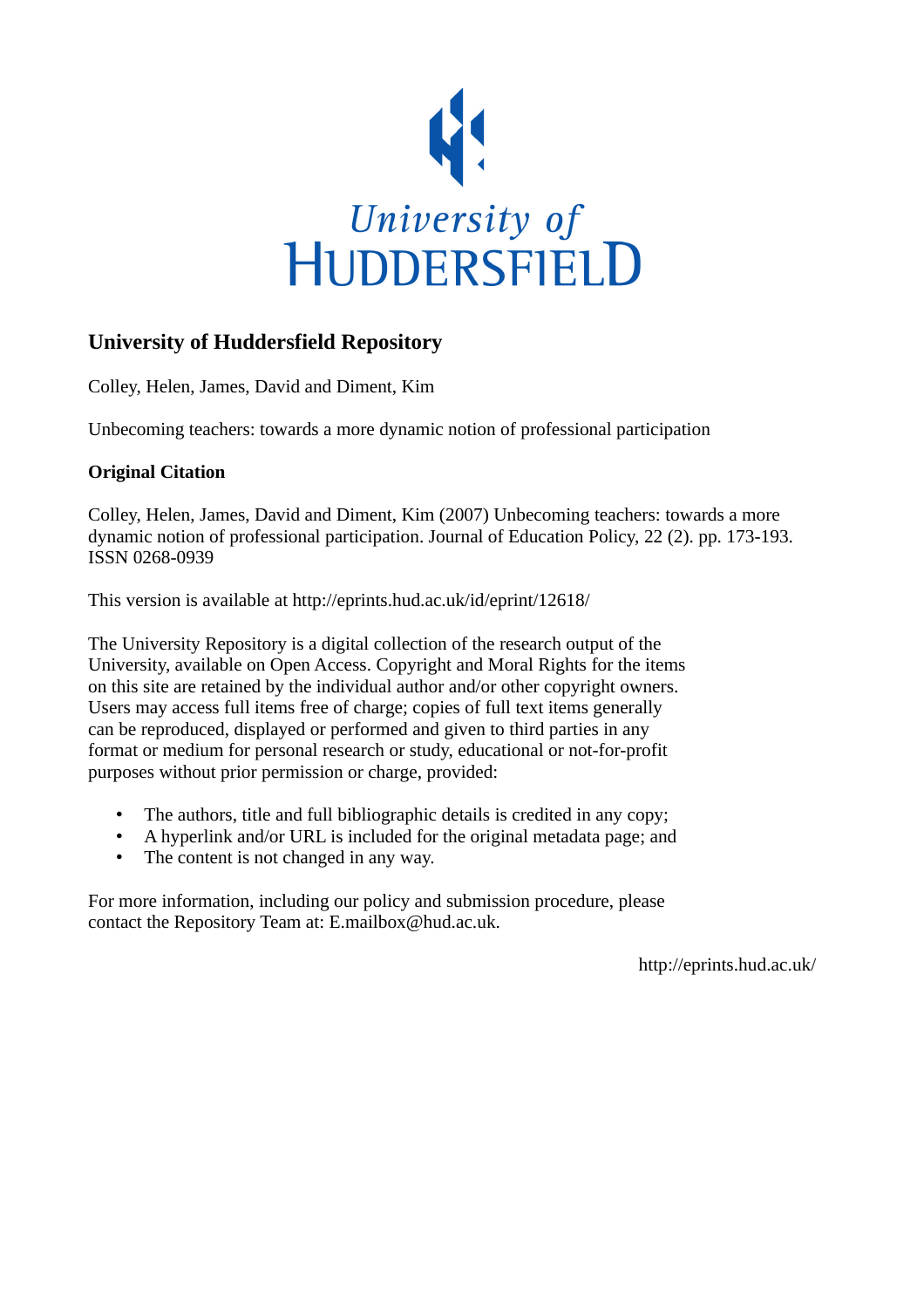University of Huddersfield

# University of Huddersfield Repository

Colley, Helen, James, David and Diment, Kim

Unbecoming teachers: towards a more dynamic notion of professional participation

## Original Citation

Colley, Helen, James, David and Diment, Kim (2007) Unbecoming teachers: towards a more dynamic notion of professional participation. Journal of Education Policy, 22 (2). pp. 173-193. ISSN 0268-0939

This version is available at http://eprints.hud.ac.uk/id/eprint/12618/

The University Repository is a digital collection of the research output of the University, available on Open Access. Copyright and Moral Rights for the items on this site are retained by the individual author and/or other copyright owners. Users may access full items free of charge; copies of full text items generally can be reproduced, displayed or performed and given to third parties in any format or medium for personal research or study, educational or not-for-profit purposes without prior permission or charge, provided:

- The authors, title and full bibliographic details is credited in any copy;
- A hyperlink and/or URL is included for the original metadata page; and
- The content is not changed in any way.

For more information, including our policy and submission procedure, please contact the Repository Team at: E.mailbox@hud.ac.uk.

http://eprints.hud.ac.uk/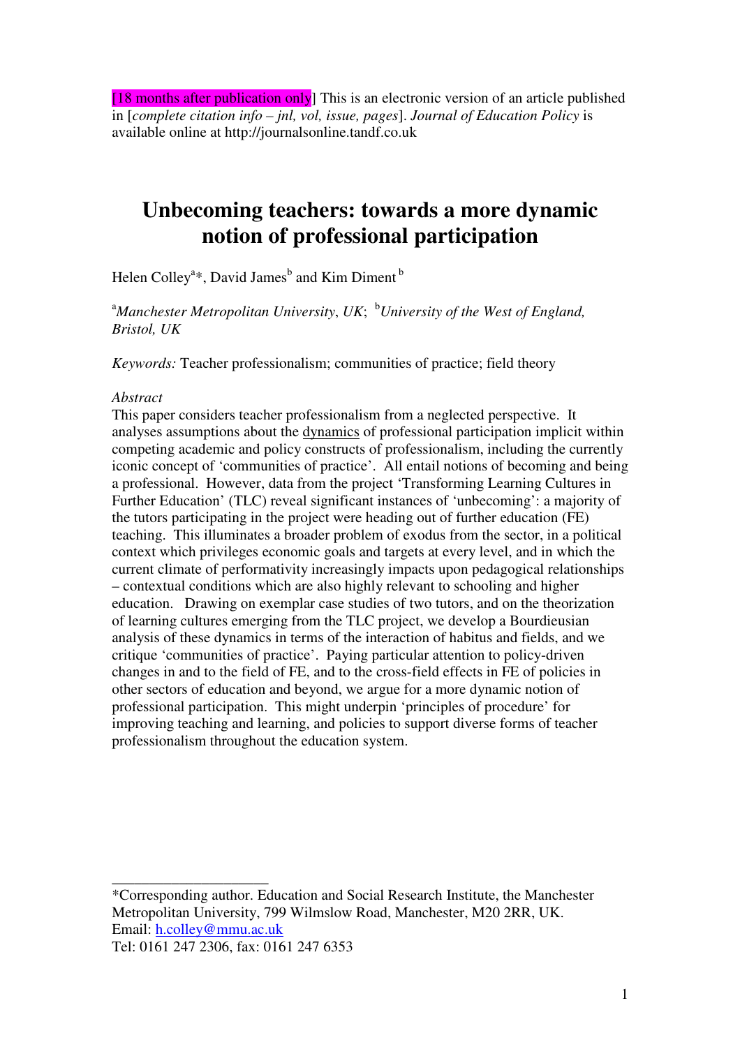[18 months after publication only] This is an electronic version of an article published in [*complete citation info – jnl, vol, issue, pages*]. *Journal of Education Policy* is available online at http://journalsonline.tandf.co.uk

# Unbecoming teachers: towards a more dynamic notion of professional participation

Helen Colley[a]*, David James[b] and Kim Diment[b]

[a]*Manchester Metropolitan University*, *UK*; [b]*University of the West of England, Bristol, UK*

*Keywords:* Teacher professionalism; communities of practice; field theory

*Abstract*

This paper considers teacher professionalism from a neglected perspective. It analyses assumptions about the dynamics of professional participation implicit within competing academic and policy constructs of professionalism, including the currently iconic concept of 'communities of practice'. All entail notions of becoming and being a professional. However, data from the project 'Transforming Learning Cultures in Further Education' (TLC) reveal significant instances of 'unbecoming': a majority of the tutors participating in the project were heading out of further education (FE) teaching. This illuminates a broader problem of exodus from the sector, in a political context which privileges economic goals and targets at every level, and in which the current climate of performativity increasingly impacts upon pedagogical relationships – contextual conditions which are also highly relevant to schooling and higher education. Drawing on exemplar case studies of two tutors, and on the theorization of learning cultures emerging from the TLC project, we develop a Bourdieusian analysis of these dynamics in terms of the interaction of habitus and fields, and we critique 'communities of practice'. Paying particular attention to policy-driven changes in and to the field of FE, and to the cross-field effects in FE of policies in other sectors of education and beyond, we argue for a more dynamic notion of professional participation. This might underpin 'principles of procedure' for improving teaching and learning, and policies to support diverse forms of teacher professionalism throughout the education system.

---

*Corresponding author. Education and Social Research Institute, the Manchester Metropolitan University, 799 Wilmslow Road, Manchester, M20 2RR, UK. Email: h.colley@mmu.ac.uk
Tel: 0161 247 2306, fax: 0161 247 6353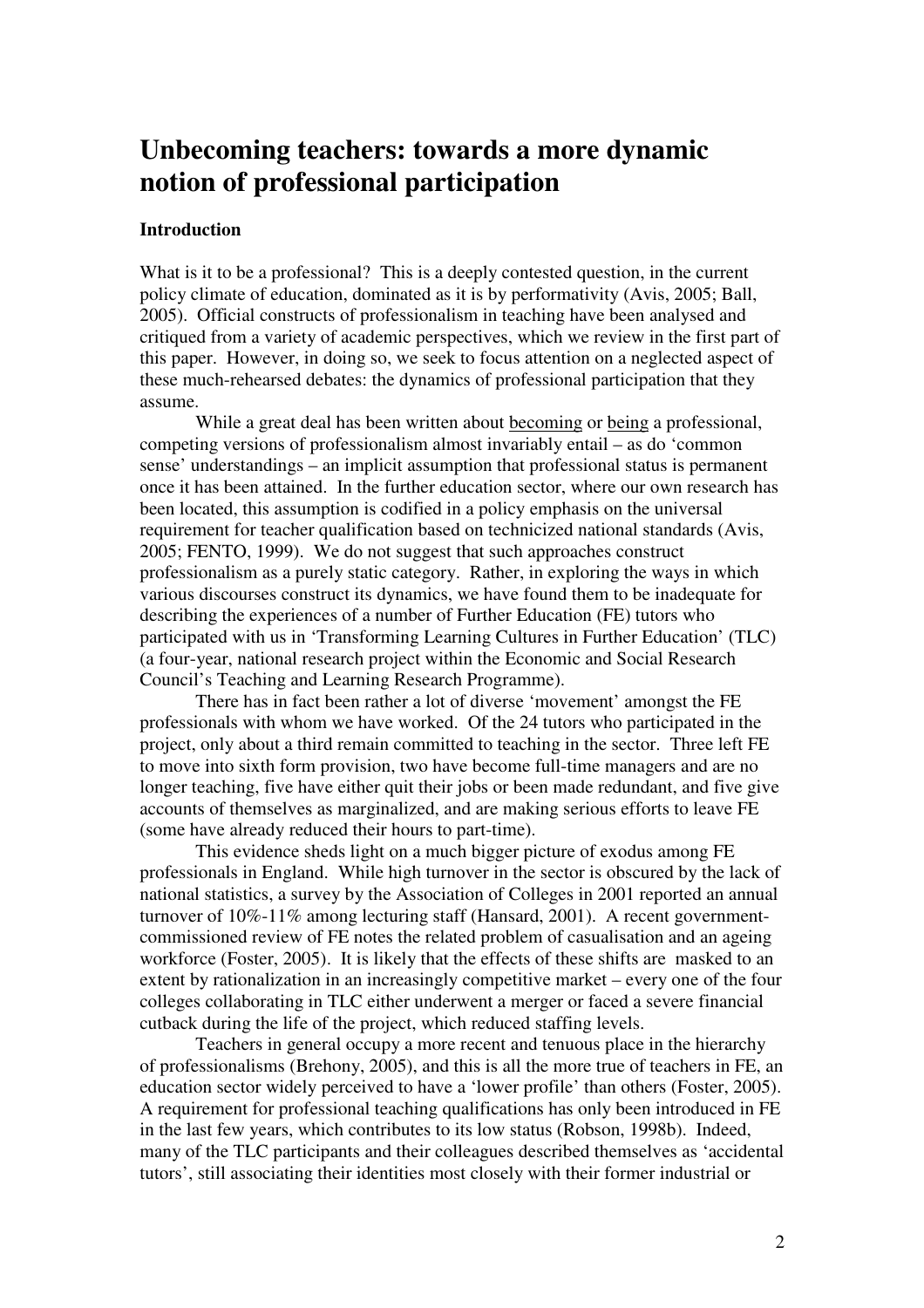# Unbecoming teachers: towards a more dynamic notion of professional participation

### Introduction

What is it to be a professional? This is a deeply contested question, in the current policy climate of education, dominated as it is by performativity (Avis, 2005; Ball, 2005). Official constructs of professionalism in teaching have been analysed and critiqued from a variety of academic perspectives, which we review in the first part of this paper. However, in doing so, we seek to focus attention on a neglected aspect of these much-rehearsed debates: the dynamics of professional participation that they assume.

While a great deal has been written about becoming or being a professional, competing versions of professionalism almost invariably entail – as do 'common sense' understandings – an implicit assumption that professional status is permanent once it has been attained. In the further education sector, where our own research has been located, this assumption is codified in a policy emphasis on the universal requirement for teacher qualification based on technicized national standards (Avis, 2005; FENTO, 1999). We do not suggest that such approaches construct professionalism as a purely static category. Rather, in exploring the ways in which various discourses construct its dynamics, we have found them to be inadequate for describing the experiences of a number of Further Education (FE) tutors who participated with us in 'Transforming Learning Cultures in Further Education' (TLC) (a four-year, national research project within the Economic and Social Research Council's Teaching and Learning Research Programme).

There has in fact been rather a lot of diverse 'movement' amongst the FE professionals with whom we have worked. Of the 24 tutors who participated in the project, only about a third remain committed to teaching in the sector. Three left FE to move into sixth form provision, two have become full-time managers and are no longer teaching, five have either quit their jobs or been made redundant, and five give accounts of themselves as marginalized, and are making serious efforts to leave FE (some have already reduced their hours to part-time).

This evidence sheds light on a much bigger picture of exodus among FE professionals in England. While high turnover in the sector is obscured by the lack of national statistics, a survey by the Association of Colleges in 2001 reported an annual turnover of 10%-11% among lecturing staff (Hansard, 2001). A recent government-commissioned review of FE notes the related problem of casualisation and an ageing workforce (Foster, 2005). It is likely that the effects of these shifts are masked to an extent by rationalization in an increasingly competitive market – every one of the four colleges collaborating in TLC either underwent a merger or faced a severe financial cutback during the life of the project, which reduced staffing levels.

Teachers in general occupy a more recent and tenuous place in the hierarchy of professionalisms (Brehony, 2005), and this is all the more true of teachers in FE, an education sector widely perceived to have a 'lower profile' than others (Foster, 2005). A requirement for professional teaching qualifications has only been introduced in FE in the last few years, which contributes to its low status (Robson, 1998b). Indeed, many of the TLC participants and their colleagues described themselves as 'accidental tutors', still associating their identities most closely with their former industrial or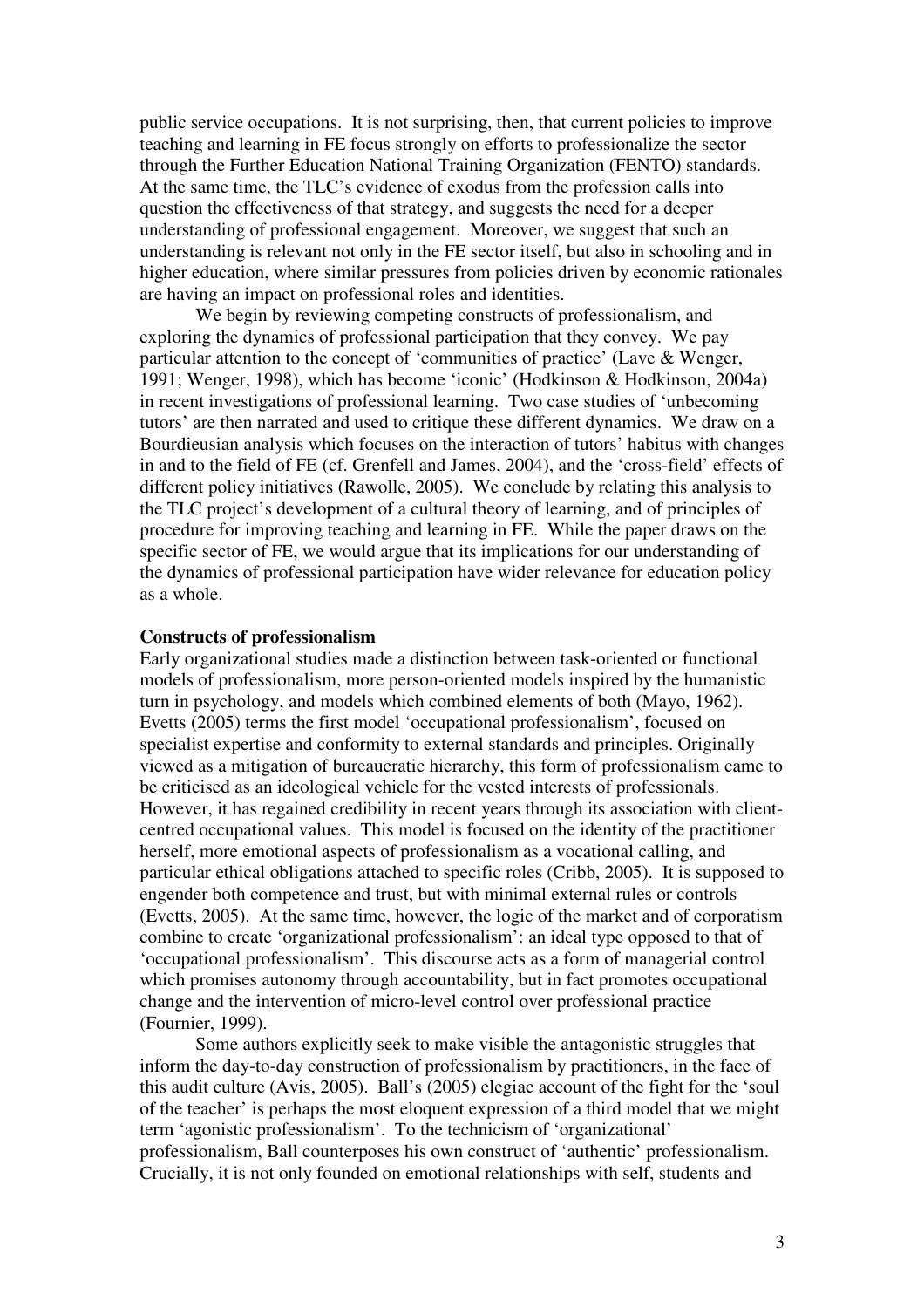public service occupations. It is not surprising, then, that current policies to improve teaching and learning in FE focus strongly on efforts to professionalize the sector through the Further Education National Training Organization (FENTO) standards. At the same time, the TLC's evidence of exodus from the profession calls into question the effectiveness of that strategy, and suggests the need for a deeper understanding of professional engagement. Moreover, we suggest that such an understanding is relevant not only in the FE sector itself, but also in schooling and in higher education, where similar pressures from policies driven by economic rationales are having an impact on professional roles and identities.

We begin by reviewing competing constructs of professionalism, and exploring the dynamics of professional participation that they convey. We pay particular attention to the concept of 'communities of practice' (Lave & Wenger, 1991; Wenger, 1998), which has become 'iconic' (Hodkinson & Hodkinson, 2004a) in recent investigations of professional learning. Two case studies of 'unbecoming tutors' are then narrated and used to critique these different dynamics. We draw on a Bourdieusian analysis which focuses on the interaction of tutors' habitus with changes in and to the field of FE (cf. Grenfell and James, 2004), and the 'cross-field' effects of different policy initiatives (Rawolle, 2005). We conclude by relating this analysis to the TLC project's development of a cultural theory of learning, and of principles of procedure for improving teaching and learning in FE. While the paper draws on the specific sector of FE, we would argue that its implications for our understanding of the dynamics of professional participation have wider relevance for education policy as a whole.

## Constructs of professionalism

Early organizational studies made a distinction between task-oriented or functional models of professionalism, more person-oriented models inspired by the humanistic turn in psychology, and models which combined elements of both (Mayo, 1962). Evetts (2005) terms the first model 'occupational professionalism', focused on specialist expertise and conformity to external standards and principles. Originally viewed as a mitigation of bureaucratic hierarchy, this form of professionalism came to be criticised as an ideological vehicle for the vested interests of professionals. However, it has regained credibility in recent years through its association with client-centred occupational values. This model is focused on the identity of the practitioner herself, more emotional aspects of professionalism as a vocational calling, and particular ethical obligations attached to specific roles (Cribb, 2005). It is supposed to engender both competence and trust, but with minimal external rules or controls (Evetts, 2005). At the same time, however, the logic of the market and of corporatism combine to create 'organizational professionalism': an ideal type opposed to that of 'occupational professionalism'. This discourse acts as a form of managerial control which promises autonomy through accountability, but in fact promotes occupational change and the intervention of micro-level control over professional practice (Fournier, 1999).

Some authors explicitly seek to make visible the antagonistic struggles that inform the day-to-day construction of professionalism by practitioners, in the face of this audit culture (Avis, 2005). Ball's (2005) elegiac account of the fight for the 'soul of the teacher' is perhaps the most eloquent expression of a third model that we might term 'agonistic professionalism'. To the technicism of 'organizational' professionalism, Ball counterposes his own construct of 'authentic' professionalism. Crucially, it is not only founded on emotional relationships with self, students and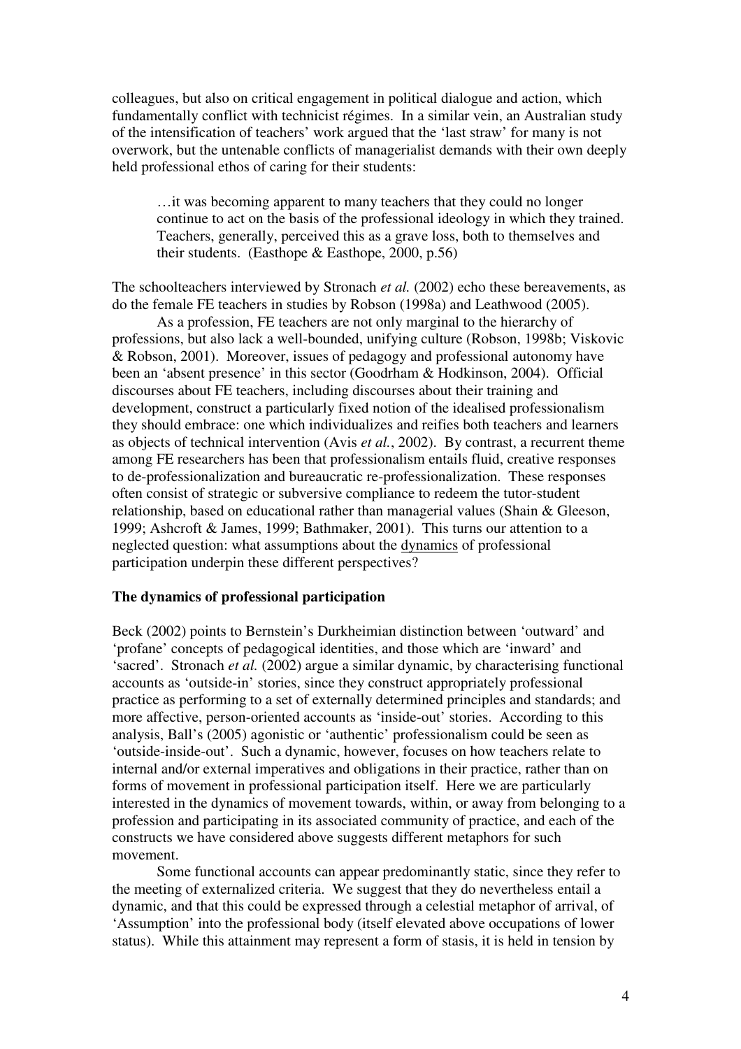colleagues, but also on critical engagement in political dialogue and action, which fundamentally conflict with technicist régimes. In a similar vein, an Australian study of the intensification of teachers' work argued that the 'last straw' for many is not overwork, but the untenable conflicts of managerialist demands with their own deeply held professional ethos of caring for their students:

> …it was becoming apparent to many teachers that they could no longer continue to act on the basis of the professional ideology in which they trained. Teachers, generally, perceived this as a grave loss, both to themselves and their students. (Easthope & Easthope, 2000, p.56)

The schoolteachers interviewed by Stronach *et al.* (2002) echo these bereavements, as do the female FE teachers in studies by Robson (1998a) and Leathwood (2005).

As a profession, FE teachers are not only marginal to the hierarchy of professions, but also lack a well-bounded, unifying culture (Robson, 1998b; Viskovic & Robson, 2001). Moreover, issues of pedagogy and professional autonomy have been an 'absent presence' in this sector (Goodrham & Hodkinson, 2004). Official discourses about FE teachers, including discourses about their training and development, construct a particularly fixed notion of the idealised professionalism they should embrace: one which individualizes and reifies both teachers and learners as objects of technical intervention (Avis *et al.*, 2002). By contrast, a recurrent theme among FE researchers has been that professionalism entails fluid, creative responses to de-professionalization and bureaucratic re-professionalization. These responses often consist of strategic or subversive compliance to redeem the tutor-student relationship, based on educational rather than managerial values (Shain & Gleeson, 1999; Ashcroft & James, 1999; Bathmaker, 2001). This turns our attention to a neglected question: what assumptions about the dynamics of professional participation underpin these different perspectives?

## The dynamics of professional participation

Beck (2002) points to Bernstein's Durkheimian distinction between 'outward' and 'profane' concepts of pedagogical identities, and those which are 'inward' and 'sacred'. Stronach *et al.* (2002) argue a similar dynamic, by characterising functional accounts as 'outside-in' stories, since they construct appropriately professional practice as performing to a set of externally determined principles and standards; and more affective, person-oriented accounts as 'inside-out' stories. According to this analysis, Ball's (2005) agonistic or 'authentic' professionalism could be seen as 'outside-inside-out'. Such a dynamic, however, focuses on how teachers relate to internal and/or external imperatives and obligations in their practice, rather than on forms of movement in professional participation itself. Here we are particularly interested in the dynamics of movement towards, within, or away from belonging to a profession and participating in its associated community of practice, and each of the constructs we have considered above suggests different metaphors for such movement.

Some functional accounts can appear predominantly static, since they refer to the meeting of externalized criteria. We suggest that they do nevertheless entail a dynamic, and that this could be expressed through a celestial metaphor of arrival, of 'Assumption' into the professional body (itself elevated above occupations of lower status). While this attainment may represent a form of stasis, it is held in tension by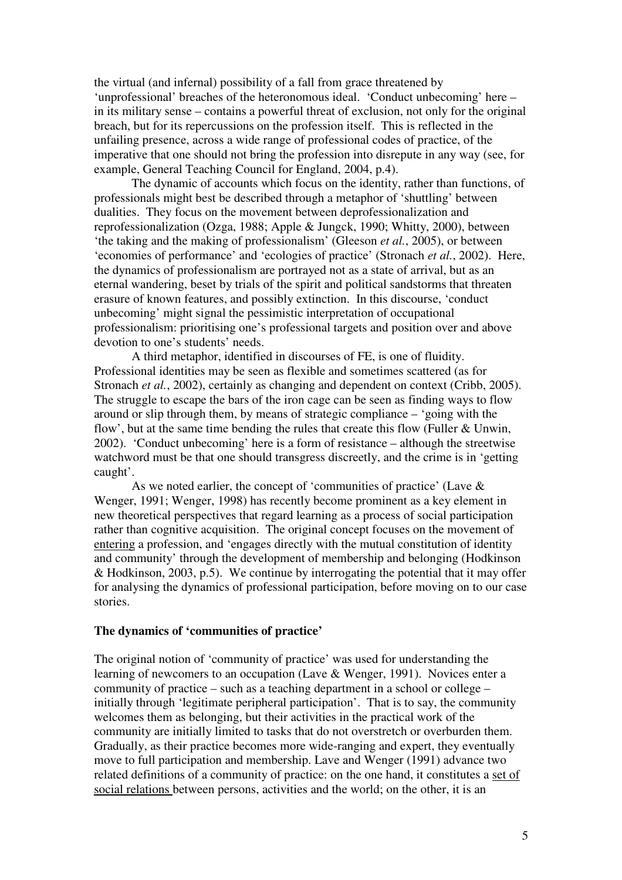the virtual (and infernal) possibility of a fall from grace threatened by 'unprofessional' breaches of the heteronomous ideal. 'Conduct unbecoming' here – in its military sense – contains a powerful threat of exclusion, not only for the original breach, but for its repercussions on the profession itself. This is reflected in the unfailing presence, across a wide range of professional codes of practice, of the imperative that one should not bring the profession into disrepute in any way (see, for example, General Teaching Council for England, 2004, p.4).

The dynamic of accounts which focus on the identity, rather than functions, of professionals might best be described through a metaphor of 'shuttling' between dualities. They focus on the movement between deprofessionalization and reprofessionalization (Ozga, 1988; Apple & Jungck, 1990; Whitty, 2000), between 'the taking and the making of professionalism' (Gleeson *et al.*, 2005), or between 'economies of performance' and 'ecologies of practice' (Stronach *et al.*, 2002). Here, the dynamics of professionalism are portrayed not as a state of arrival, but as an eternal wandering, beset by trials of the spirit and political sandstorms that threaten erasure of known features, and possibly extinction. In this discourse, 'conduct unbecoming' might signal the pessimistic interpretation of occupational professionalism: prioritising one's professional targets and position over and above devotion to one's students' needs.

A third metaphor, identified in discourses of FE, is one of fluidity. Professional identities may be seen as flexible and sometimes scattered (as for Stronach *et al.*, 2002), certainly as changing and dependent on context (Cribb, 2005). The struggle to escape the bars of the iron cage can be seen as finding ways to flow around or slip through them, by means of strategic compliance – 'going with the flow', but at the same time bending the rules that create this flow (Fuller & Unwin, 2002). 'Conduct unbecoming' here is a form of resistance – although the streetwise watchword must be that one should transgress discreetly, and the crime is in 'getting caught'.

As we noted earlier, the concept of 'communities of practice' (Lave & Wenger, 1991; Wenger, 1998) has recently become prominent as a key element in new theoretical perspectives that regard learning as a process of social participation rather than cognitive acquisition. The original concept focuses on the movement of entering a profession, and 'engages directly with the mutual constitution of identity and community' through the development of membership and belonging (Hodkinson & Hodkinson, 2003, p.5). We continue by interrogating the potential that it may offer for analysing the dynamics of professional participation, before moving on to our case stories.

**The dynamics of 'communities of practice'**

The original notion of 'community of practice' was used for understanding the learning of newcomers to an occupation (Lave & Wenger, 1991). Novices enter a community of practice – such as a teaching department in a school or college – initially through 'legitimate peripheral participation'. That is to say, the community welcomes them as belonging, but their activities in the practical work of the community are initially limited to tasks that do not overstretch or overburden them. Gradually, as their practice becomes more wide-ranging and expert, they eventually move to full participation and membership. Lave and Wenger (1991) advance two related definitions of a community of practice: on the one hand, it constitutes a set of social relations between persons, activities and the world; on the other, it is an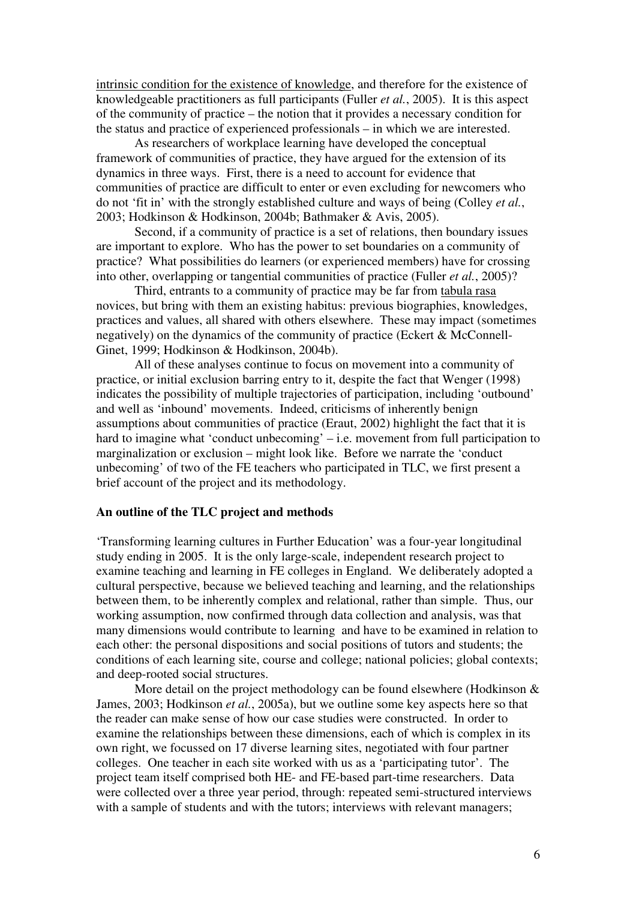intrinsic condition for the existence of knowledge, and therefore for the existence of knowledgeable practitioners as full participants (Fuller *et al.*, 2005). It is this aspect of the community of practice – the notion that it provides a necessary condition for the status and practice of experienced professionals – in which we are interested.

As researchers of workplace learning have developed the conceptual framework of communities of practice, they have argued for the extension of its dynamics in three ways. First, there is a need to account for evidence that communities of practice are difficult to enter or even excluding for newcomers who do not 'fit in' with the strongly established culture and ways of being (Colley *et al.*, 2003; Hodkinson & Hodkinson, 2004b; Bathmaker & Avis, 2005).

Second, if a community of practice is a set of relations, then boundary issues are important to explore. Who has the power to set boundaries on a community of practice? What possibilities do learners (or experienced members) have for crossing into other, overlapping or tangential communities of practice (Fuller *et al.*, 2005)?

Third, entrants to a community of practice may be far from tabula rasa novices, but bring with them an existing habitus: previous biographies, knowledges, practices and values, all shared with others elsewhere. These may impact (sometimes negatively) on the dynamics of the community of practice (Eckert & McConnell-Ginet, 1999; Hodkinson & Hodkinson, 2004b).

All of these analyses continue to focus on movement into a community of practice, or initial exclusion barring entry to it, despite the fact that Wenger (1998) indicates the possibility of multiple trajectories of participation, including 'outbound' and well as 'inbound' movements. Indeed, criticisms of inherently benign assumptions about communities of practice (Eraut, 2002) highlight the fact that it is hard to imagine what 'conduct unbecoming' – i.e. movement from full participation to marginalization or exclusion – might look like. Before we narrate the 'conduct unbecoming' of two of the FE teachers who participated in TLC, we first present a brief account of the project and its methodology.

**An outline of the TLC project and methods**

'Transforming learning cultures in Further Education' was a four-year longitudinal study ending in 2005. It is the only large-scale, independent research project to examine teaching and learning in FE colleges in England. We deliberately adopted a cultural perspective, because we believed teaching and learning, and the relationships between them, to be inherently complex and relational, rather than simple. Thus, our working assumption, now confirmed through data collection and analysis, was that many dimensions would contribute to learning and have to be examined in relation to each other: the personal dispositions and social positions of tutors and students; the conditions of each learning site, course and college; national policies; global contexts; and deep-rooted social structures.

More detail on the project methodology can be found elsewhere (Hodkinson & James, 2003; Hodkinson *et al.*, 2005a), but we outline some key aspects here so that the reader can make sense of how our case studies were constructed. In order to examine the relationships between these dimensions, each of which is complex in its own right, we focussed on 17 diverse learning sites, negotiated with four partner colleges. One teacher in each site worked with us as a 'participating tutor'. The project team itself comprised both HE- and FE-based part-time researchers. Data were collected over a three year period, through: repeated semi-structured interviews with a sample of students and with the tutors; interviews with relevant managers;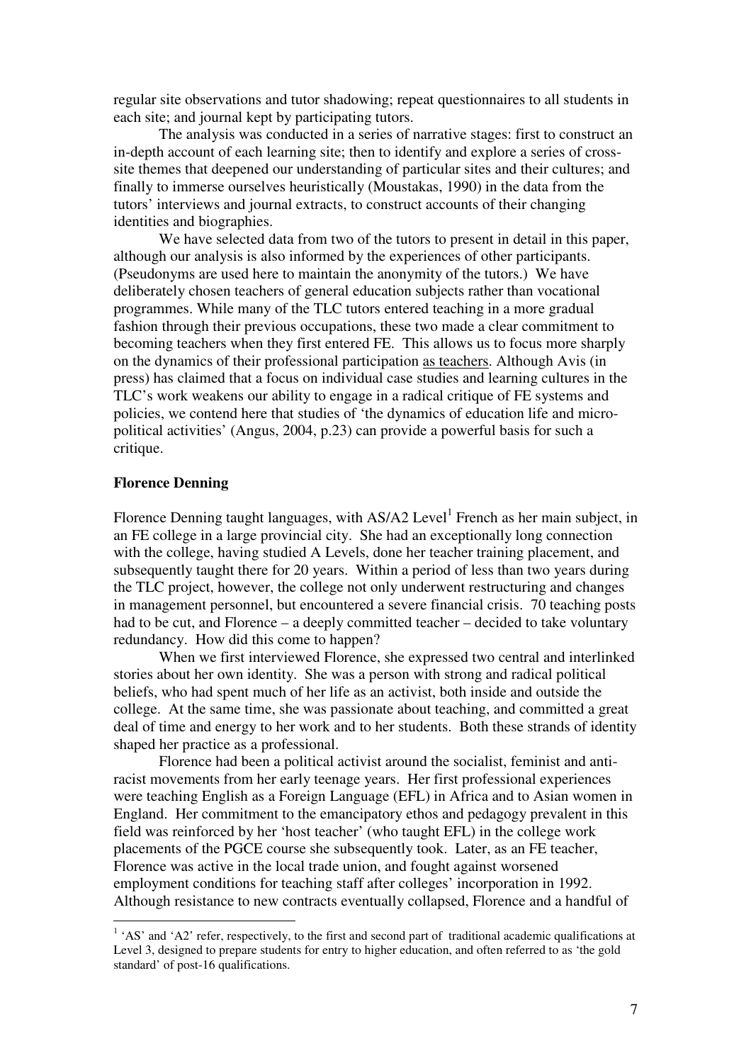regular site observations and tutor shadowing; repeat questionnaires to all students in each site; and journal kept by participating tutors.

The analysis was conducted in a series of narrative stages: first to construct an in-depth account of each learning site; then to identify and explore a series of cross-site themes that deepened our understanding of particular sites and their cultures; and finally to immerse ourselves heuristically (Moustakas, 1990) in the data from the tutors' interviews and journal extracts, to construct accounts of their changing identities and biographies.

We have selected data from two of the tutors to present in detail in this paper, although our analysis is also informed by the experiences of other participants. (Pseudonyms are used here to maintain the anonymity of the tutors.) We have deliberately chosen teachers of general education subjects rather than vocational programmes. While many of the TLC tutors entered teaching in a more gradual fashion through their previous occupations, these two made a clear commitment to becoming teachers when they first entered FE. This allows us to focus more sharply on the dynamics of their professional participation <u>as teachers</u>. Although Avis (in press) has claimed that a focus on individual case studies and learning cultures in the TLC's work weakens our ability to engage in a radical critique of FE systems and policies, we contend here that studies of 'the dynamics of education life and micro-political activities' (Angus, 2004, p.23) can provide a powerful basis for such a critique.

**Florence Denning**

Florence Denning taught languages, with AS/A2 Level[1] French as her main subject, in an FE college in a large provincial city. She had an exceptionally long connection with the college, having studied A Levels, done her teacher training placement, and subsequently taught there for 20 years. Within a period of less than two years during the TLC project, however, the college not only underwent restructuring and changes in management personnel, but encountered a severe financial crisis. 70 teaching posts had to be cut, and Florence – a deeply committed teacher – decided to take voluntary redundancy. How did this come to happen?

When we first interviewed Florence, she expressed two central and interlinked stories about her own identity. She was a person with strong and radical political beliefs, who had spent much of her life as an activist, both inside and outside the college. At the same time, she was passionate about teaching, and committed a great deal of time and energy to her work and to her students. Both these strands of identity shaped her practice as a professional.

Florence had been a political activist around the socialist, feminist and anti-racist movements from her early teenage years. Her first professional experiences were teaching English as a Foreign Language (EFL) in Africa and to Asian women in England. Her commitment to the emancipatory ethos and pedagogy prevalent in this field was reinforced by her 'host teacher' (who taught EFL) in the college work placements of the PGCE course she subsequently took. Later, as an FE teacher, Florence was active in the local trade union, and fought against worsened employment conditions for teaching staff after colleges' incorporation in 1992. Although resistance to new contracts eventually collapsed, Florence and a handful of

[1] 'AS' and 'A2' refer, respectively, to the first and second part of traditional academic qualifications at Level 3, designed to prepare students for entry to higher education, and often referred to as 'the gold standard' of post-16 qualifications.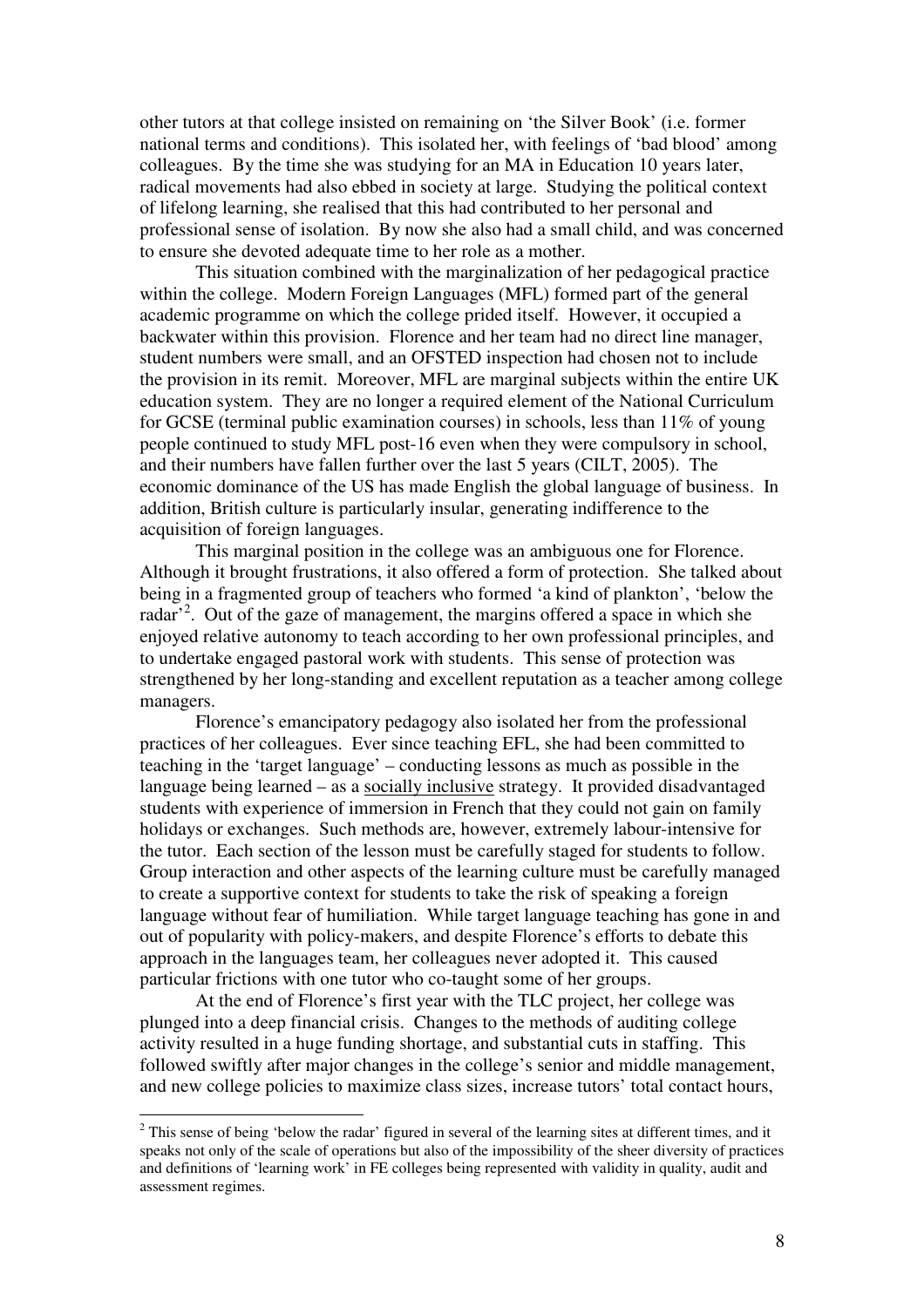other tutors at that college insisted on remaining on 'the Silver Book' (i.e. former national terms and conditions). This isolated her, with feelings of 'bad blood' among colleagues. By the time she was studying for an MA in Education 10 years later, radical movements had also ebbed in society at large. Studying the political context of lifelong learning, she realised that this had contributed to her personal and professional sense of isolation. By now she also had a small child, and was concerned to ensure she devoted adequate time to her role as a mother.

This situation combined with the marginalization of her pedagogical practice within the college. Modern Foreign Languages (MFL) formed part of the general academic programme on which the college prided itself. However, it occupied a backwater within this provision. Florence and her team had no direct line manager, student numbers were small, and an OFSTED inspection had chosen not to include the provision in its remit. Moreover, MFL are marginal subjects within the entire UK education system. They are no longer a required element of the National Curriculum for GCSE (terminal public examination courses) in schools, less than 11% of young people continued to study MFL post-16 even when they were compulsory in school, and their numbers have fallen further over the last 5 years (CILT, 2005). The economic dominance of the US has made English the global language of business. In addition, British culture is particularly insular, generating indifference to the acquisition of foreign languages.

This marginal position in the college was an ambiguous one for Florence. Although it brought frustrations, it also offered a form of protection. She talked about being in a fragmented group of teachers who formed 'a kind of plankton', 'below the radar'[2]. Out of the gaze of management, the margins offered a space in which she enjoyed relative autonomy to teach according to her own professional principles, and to undertake engaged pastoral work with students. This sense of protection was strengthened by her long-standing and excellent reputation as a teacher among college managers.

Florence's emancipatory pedagogy also isolated her from the professional practices of her colleagues. Ever since teaching EFL, she had been committed to teaching in the 'target language' – conducting lessons as much as possible in the language being learned – as a <u>socially inclusive</u> strategy. It provided disadvantaged students with experience of immersion in French that they could not gain on family holidays or exchanges. Such methods are, however, extremely labour-intensive for the tutor. Each section of the lesson must be carefully staged for students to follow. Group interaction and other aspects of the learning culture must be carefully managed to create a supportive context for students to take the risk of speaking a foreign language without fear of humiliation. While target language teaching has gone in and out of popularity with policy-makers, and despite Florence's efforts to debate this approach in the languages team, her colleagues never adopted it. This caused particular frictions with one tutor who co-taught some of her groups.

At the end of Florence's first year with the TLC project, her college was plunged into a deep financial crisis. Changes to the methods of auditing college activity resulted in a huge funding shortage, and substantial cuts in staffing. This followed swiftly after major changes in the college's senior and middle management, and new college policies to maximize class sizes, increase tutors' total contact hours,

[2] This sense of being 'below the radar' figured in several of the learning sites at different times, and it speaks not only of the scale of operations but also of the impossibility of the sheer diversity of practices and definitions of 'learning work' in FE colleges being represented with validity in quality, audit and assessment regimes.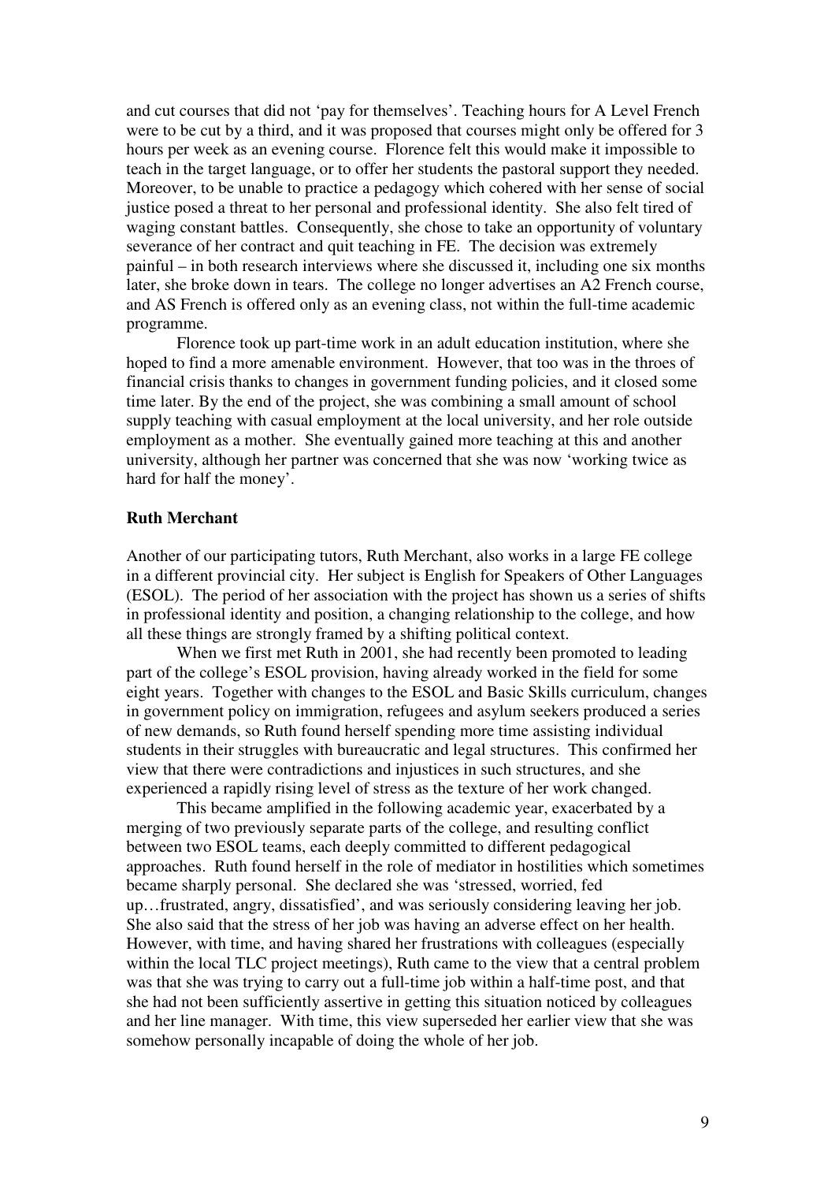and cut courses that did not 'pay for themselves'. Teaching hours for A Level French were to be cut by a third, and it was proposed that courses might only be offered for 3 hours per week as an evening course. Florence felt this would make it impossible to teach in the target language, or to offer her students the pastoral support they needed. Moreover, to be unable to practice a pedagogy which cohered with her sense of social justice posed a threat to her personal and professional identity. She also felt tired of waging constant battles. Consequently, she chose to take an opportunity of voluntary severance of her contract and quit teaching in FE. The decision was extremely painful – in both research interviews where she discussed it, including one six months later, she broke down in tears. The college no longer advertises an A2 French course, and AS French is offered only as an evening class, not within the full-time academic programme.

Florence took up part-time work in an adult education institution, where she hoped to find a more amenable environment. However, that too was in the throes of financial crisis thanks to changes in government funding policies, and it closed some time later. By the end of the project, she was combining a small amount of school supply teaching with casual employment at the local university, and her role outside employment as a mother. She eventually gained more teaching at this and another university, although her partner was concerned that she was now 'working twice as hard for half the money'.

**Ruth Merchant**

Another of our participating tutors, Ruth Merchant, also works in a large FE college in a different provincial city. Her subject is English for Speakers of Other Languages (ESOL). The period of her association with the project has shown us a series of shifts in professional identity and position, a changing relationship to the college, and how all these things are strongly framed by a shifting political context.

When we first met Ruth in 2001, she had recently been promoted to leading part of the college's ESOL provision, having already worked in the field for some eight years. Together with changes to the ESOL and Basic Skills curriculum, changes in government policy on immigration, refugees and asylum seekers produced a series of new demands, so Ruth found herself spending more time assisting individual students in their struggles with bureaucratic and legal structures. This confirmed her view that there were contradictions and injustices in such structures, and she experienced a rapidly rising level of stress as the texture of her work changed.

This became amplified in the following academic year, exacerbated by a merging of two previously separate parts of the college, and resulting conflict between two ESOL teams, each deeply committed to different pedagogical approaches. Ruth found herself in the role of mediator in hostilities which sometimes became sharply personal. She declared she was 'stressed, worried, fed up…frustrated, angry, dissatisfied', and was seriously considering leaving her job. She also said that the stress of her job was having an adverse effect on her health. However, with time, and having shared her frustrations with colleagues (especially within the local TLC project meetings), Ruth came to the view that a central problem was that she was trying to carry out a full-time job within a half-time post, and that she had not been sufficiently assertive in getting this situation noticed by colleagues and her line manager. With time, this view superseded her earlier view that she was somehow personally incapable of doing the whole of her job.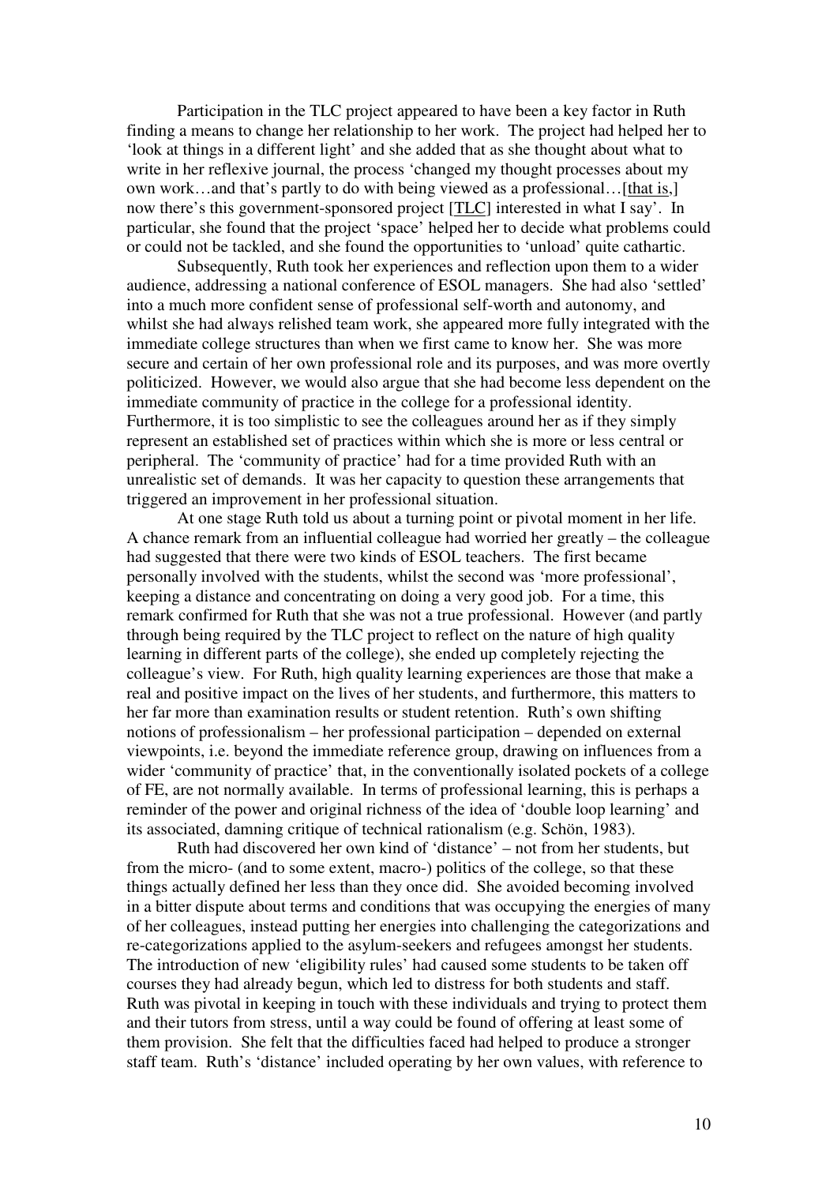Participation in the TLC project appeared to have been a key factor in Ruth finding a means to change her relationship to her work. The project had helped her to 'look at things in a different light' and she added that as she thought about what to write in her reflexive journal, the process 'changed my thought processes about my own work…and that's partly to do with being viewed as a professional…[that is,] now there's this government-sponsored project [TLC] interested in what I say'. In particular, she found that the project 'space' helped her to decide what problems could or could not be tackled, and she found the opportunities to 'unload' quite cathartic.

Subsequently, Ruth took her experiences and reflection upon them to a wider audience, addressing a national conference of ESOL managers. She had also 'settled' into a much more confident sense of professional self-worth and autonomy, and whilst she had always relished team work, she appeared more fully integrated with the immediate college structures than when we first came to know her. She was more secure and certain of her own professional role and its purposes, and was more overtly politicized. However, we would also argue that she had become less dependent on the immediate community of practice in the college for a professional identity. Furthermore, it is too simplistic to see the colleagues around her as if they simply represent an established set of practices within which she is more or less central or peripheral. The 'community of practice' had for a time provided Ruth with an unrealistic set of demands. It was her capacity to question these arrangements that triggered an improvement in her professional situation.

At one stage Ruth told us about a turning point or pivotal moment in her life. A chance remark from an influential colleague had worried her greatly – the colleague had suggested that there were two kinds of ESOL teachers. The first became personally involved with the students, whilst the second was 'more professional', keeping a distance and concentrating on doing a very good job. For a time, this remark confirmed for Ruth that she was not a true professional. However (and partly through being required by the TLC project to reflect on the nature of high quality learning in different parts of the college), she ended up completely rejecting the colleague's view. For Ruth, high quality learning experiences are those that make a real and positive impact on the lives of her students, and furthermore, this matters to her far more than examination results or student retention. Ruth's own shifting notions of professionalism – her professional participation – depended on external viewpoints, i.e. beyond the immediate reference group, drawing on influences from a wider 'community of practice' that, in the conventionally isolated pockets of a college of FE, are not normally available. In terms of professional learning, this is perhaps a reminder of the power and original richness of the idea of 'double loop learning' and its associated, damning critique of technical rationalism (e.g. Schön, 1983).

Ruth had discovered her own kind of 'distance' – not from her students, but from the micro- (and to some extent, macro-) politics of the college, so that these things actually defined her less than they once did. She avoided becoming involved in a bitter dispute about terms and conditions that was occupying the energies of many of her colleagues, instead putting her energies into challenging the categorizations and re-categorizations applied to the asylum-seekers and refugees amongst her students. The introduction of new 'eligibility rules' had caused some students to be taken off courses they had already begun, which led to distress for both students and staff. Ruth was pivotal in keeping in touch with these individuals and trying to protect them and their tutors from stress, until a way could be found of offering at least some of them provision. She felt that the difficulties faced had helped to produce a stronger staff team. Ruth's 'distance' included operating by her own values, with reference to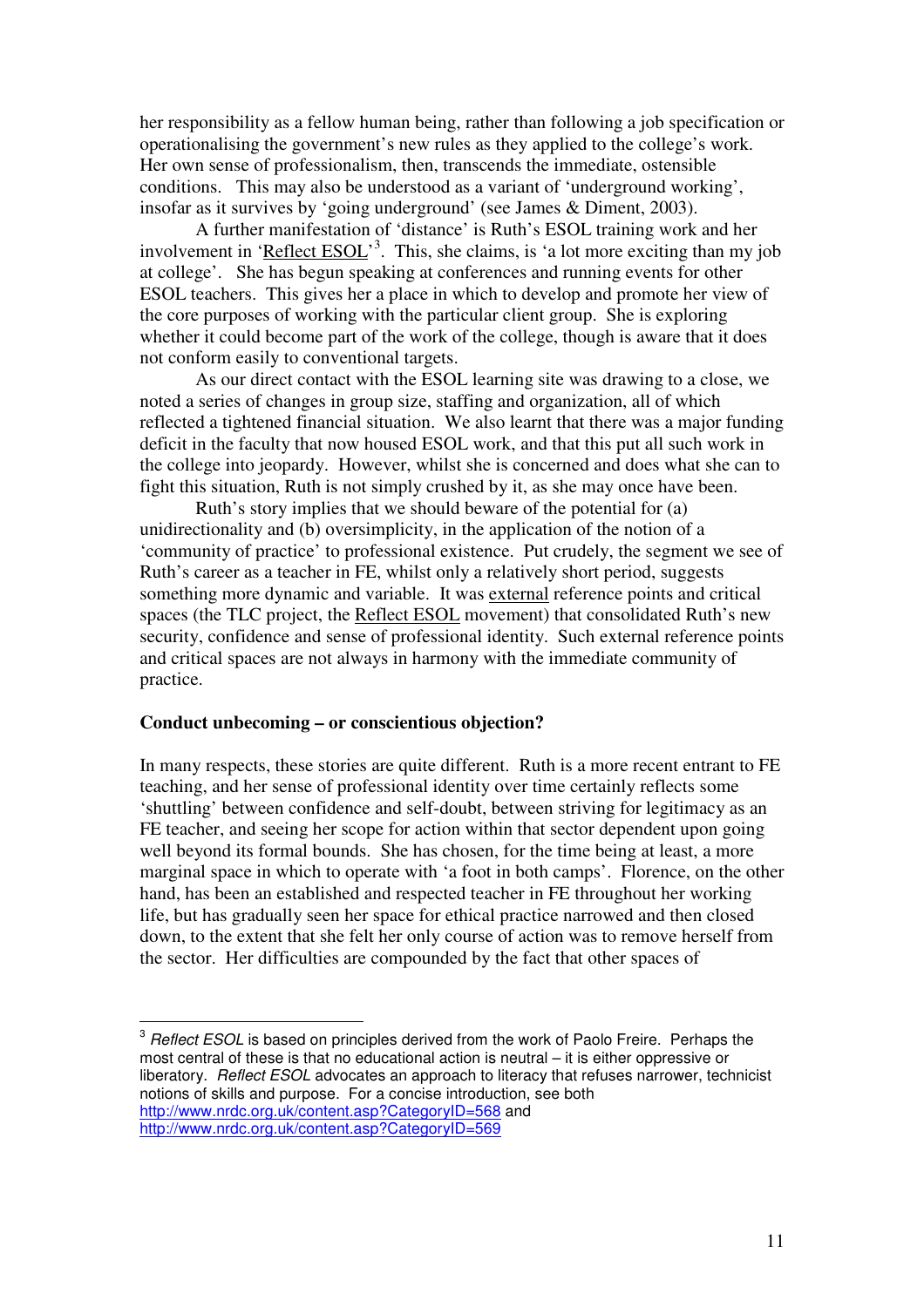her responsibility as a fellow human being, rather than following a job specification or operationalising the government's new rules as they applied to the college's work. Her own sense of professionalism, then, transcends the immediate, ostensible conditions. This may also be understood as a variant of 'underground working', insofar as it survives by 'going underground' (see James & Diment, 2003).

A further manifestation of 'distance' is Ruth's ESOL training work and her involvement in '<u>Reflect ESOL</u>'[3]. This, she claims, is 'a lot more exciting than my job at college'. She has begun speaking at conferences and running events for other ESOL teachers. This gives her a place in which to develop and promote her view of the core purposes of working with the particular client group. She is exploring whether it could become part of the work of the college, though is aware that it does not conform easily to conventional targets.

As our direct contact with the ESOL learning site was drawing to a close, we noted a series of changes in group size, staffing and organization, all of which reflected a tightened financial situation. We also learnt that there was a major funding deficit in the faculty that now housed ESOL work, and that this put all such work in the college into jeopardy. However, whilst she is concerned and does what she can to fight this situation, Ruth is not simply crushed by it, as she may once have been.

Ruth's story implies that we should beware of the potential for (a) unidirectionality and (b) oversimplicity, in the application of the notion of a 'community of practice' to professional existence. Put crudely, the segment we see of Ruth's career as a teacher in FE, whilst only a relatively short period, suggests something more dynamic and variable. It was <u>external</u> reference points and critical spaces (the TLC project, the <u>Reflect ESOL</u> movement) that consolidated Ruth's new security, confidence and sense of professional identity. Such external reference points and critical spaces are not always in harmony with the immediate community of practice.

**Conduct unbecoming – or conscientious objection?**

In many respects, these stories are quite different. Ruth is a more recent entrant to FE teaching, and her sense of professional identity over time certainly reflects some 'shuttling' between confidence and self-doubt, between striving for legitimacy as an FE teacher, and seeing her scope for action within that sector dependent upon going well beyond its formal bounds. She has chosen, for the time being at least, a more marginal space in which to operate with 'a foot in both camps'. Florence, on the other hand, has been an established and respected teacher in FE throughout her working life, but has gradually seen her space for ethical practice narrowed and then closed down, to the extent that she felt her only course of action was to remove herself from the sector. Her difficulties are compounded by the fact that other spaces of

---

[3] *Reflect ESOL* is based on principles derived from the work of Paolo Freire. Perhaps the most central of these is that no educational action is neutral – it is either oppressive or liberatory. *Reflect ESOL* advocates an approach to literacy that refuses narrower, technicist notions of skills and purpose. For a concise introduction, see both http://www.nrdc.org.uk/content.asp?CategoryID=568 and http://www.nrdc.org.uk/content.asp?CategoryID=569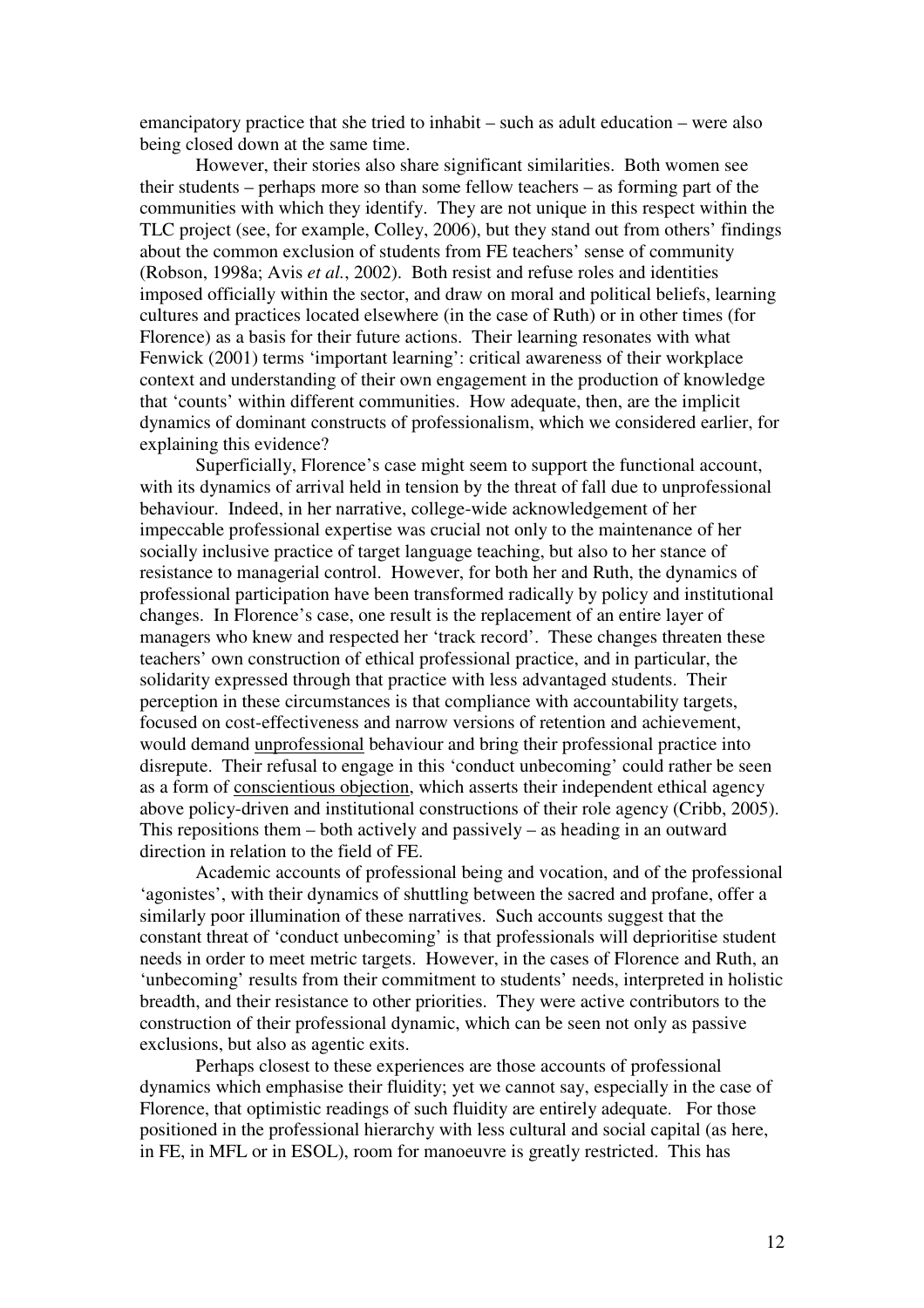emancipatory practice that she tried to inhabit – such as adult education – were also being closed down at the same time.

However, their stories also share significant similarities. Both women see their students – perhaps more so than some fellow teachers – as forming part of the communities with which they identify. They are not unique in this respect within the TLC project (see, for example, Colley, 2006), but they stand out from others' findings about the common exclusion of students from FE teachers' sense of community (Robson, 1998a; Avis *et al.*, 2002). Both resist and refuse roles and identities imposed officially within the sector, and draw on moral and political beliefs, learning cultures and practices located elsewhere (in the case of Ruth) or in other times (for Florence) as a basis for their future actions. Their learning resonates with what Fenwick (2001) terms 'important learning': critical awareness of their workplace context and understanding of their own engagement in the production of knowledge that 'counts' within different communities. How adequate, then, are the implicit dynamics of dominant constructs of professionalism, which we considered earlier, for explaining this evidence?

Superficially, Florence's case might seem to support the functional account, with its dynamics of arrival held in tension by the threat of fall due to unprofessional behaviour. Indeed, in her narrative, college-wide acknowledgement of her impeccable professional expertise was crucial not only to the maintenance of her socially inclusive practice of target language teaching, but also to her stance of resistance to managerial control. However, for both her and Ruth, the dynamics of professional participation have been transformed radically by policy and institutional changes. In Florence's case, one result is the replacement of an entire layer of managers who knew and respected her 'track record'. These changes threaten these teachers' own construction of ethical professional practice, and in particular, the solidarity expressed through that practice with less advantaged students. Their perception in these circumstances is that compliance with accountability targets, focused on cost-effectiveness and narrow versions of retention and achievement, would demand unprofessional behaviour and bring their professional practice into disrepute. Their refusal to engage in this 'conduct unbecoming' could rather be seen as a form of conscientious objection, which asserts their independent ethical agency above policy-driven and institutional constructions of their role agency (Cribb, 2005). This repositions them – both actively and passively – as heading in an outward direction in relation to the field of FE.

Academic accounts of professional being and vocation, and of the professional 'agonistes', with their dynamics of shuttling between the sacred and profane, offer a similarly poor illumination of these narratives. Such accounts suggest that the constant threat of 'conduct unbecoming' is that professionals will deprioritise student needs in order to meet metric targets. However, in the cases of Florence and Ruth, an 'unbecoming' results from their commitment to students' needs, interpreted in holistic breadth, and their resistance to other priorities. They were active contributors to the construction of their professional dynamic, which can be seen not only as passive exclusions, but also as agentic exits.

Perhaps closest to these experiences are those accounts of professional dynamics which emphasise their fluidity; yet we cannot say, especially in the case of Florence, that optimistic readings of such fluidity are entirely adequate. For those positioned in the professional hierarchy with less cultural and social capital (as here, in FE, in MFL or in ESOL), room for manoeuvre is greatly restricted. This has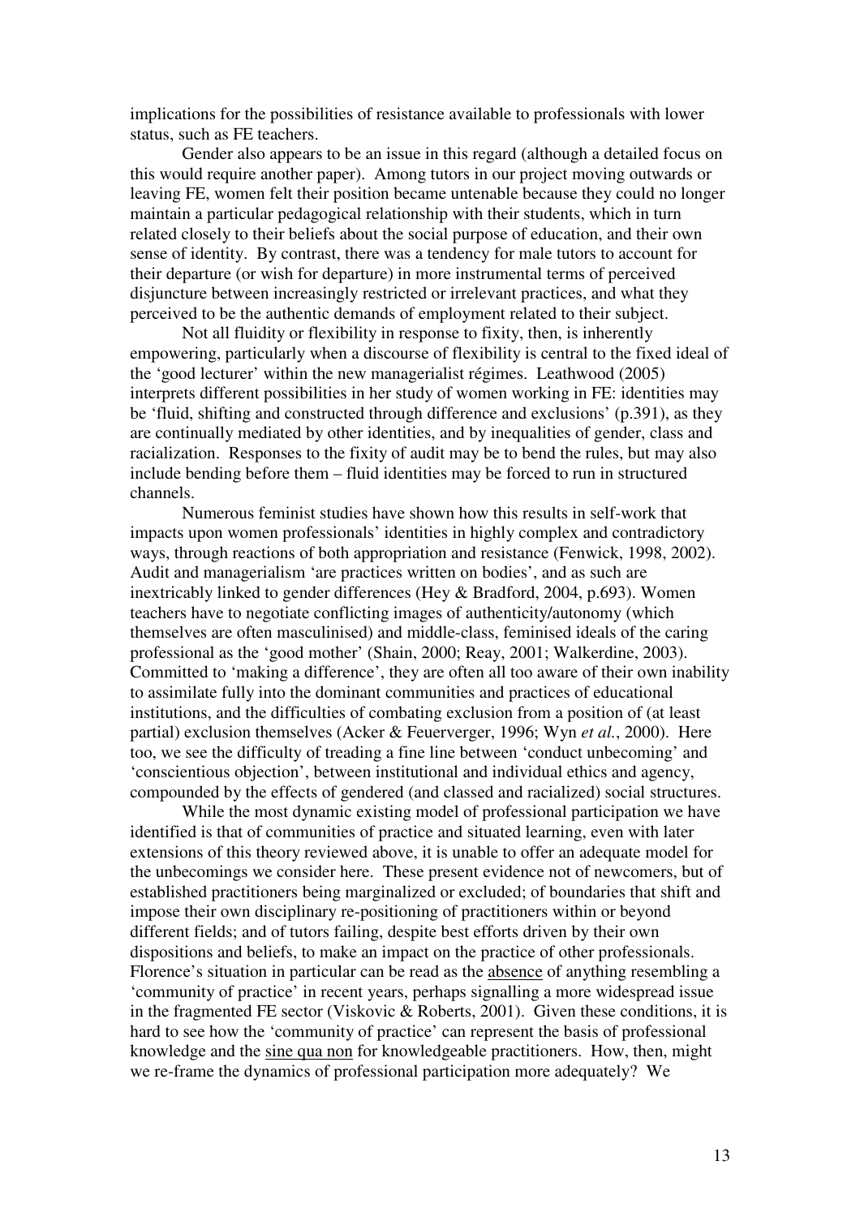implications for the possibilities of resistance available to professionals with lower status, such as FE teachers.

Gender also appears to be an issue in this regard (although a detailed focus on this would require another paper). Among tutors in our project moving outwards or leaving FE, women felt their position became untenable because they could no longer maintain a particular pedagogical relationship with their students, which in turn related closely to their beliefs about the social purpose of education, and their own sense of identity. By contrast, there was a tendency for male tutors to account for their departure (or wish for departure) in more instrumental terms of perceived disjuncture between increasingly restricted or irrelevant practices, and what they perceived to be the authentic demands of employment related to their subject.

Not all fluidity or flexibility in response to fixity, then, is inherently empowering, particularly when a discourse of flexibility is central to the fixed ideal of the 'good lecturer' within the new managerialist régimes. Leathwood (2005) interprets different possibilities in her study of women working in FE: identities may be 'fluid, shifting and constructed through difference and exclusions' (p.391), as they are continually mediated by other identities, and by inequalities of gender, class and racialization. Responses to the fixity of audit may be to bend the rules, but may also include bending before them – fluid identities may be forced to run in structured channels.

Numerous feminist studies have shown how this results in self-work that impacts upon women professionals' identities in highly complex and contradictory ways, through reactions of both appropriation and resistance (Fenwick, 1998, 2002). Audit and managerialism 'are practices written on bodies', and as such are inextricably linked to gender differences (Hey & Bradford, 2004, p.693). Women teachers have to negotiate conflicting images of authenticity/autonomy (which themselves are often masculinised) and middle-class, feminised ideals of the caring professional as the 'good mother' (Shain, 2000; Reay, 2001; Walkerdine, 2003). Committed to 'making a difference', they are often all too aware of their own inability to assimilate fully into the dominant communities and practices of educational institutions, and the difficulties of combating exclusion from a position of (at least partial) exclusion themselves (Acker & Feuerverger, 1996; Wyn *et al.*, 2000). Here too, we see the difficulty of treading a fine line between 'conduct unbecoming' and 'conscientious objection', between institutional and individual ethics and agency, compounded by the effects of gendered (and classed and racialized) social structures.

While the most dynamic existing model of professional participation we have identified is that of communities of practice and situated learning, even with later extensions of this theory reviewed above, it is unable to offer an adequate model for the unbecomings we consider here. These present evidence not of newcomers, but of established practitioners being marginalized or excluded; of boundaries that shift and impose their own disciplinary re-positioning of practitioners within or beyond different fields; and of tutors failing, despite best efforts driven by their own dispositions and beliefs, to make an impact on the practice of other professionals. Florence's situation in particular can be read as the <u>absence</u> of anything resembling a 'community of practice' in recent years, perhaps signalling a more widespread issue in the fragmented FE sector (Viskovic & Roberts, 2001). Given these conditions, it is hard to see how the 'community of practice' can represent the basis of professional knowledge and the <u>sine qua non</u> for knowledgeable practitioners. How, then, might we re-frame the dynamics of professional participation more adequately? We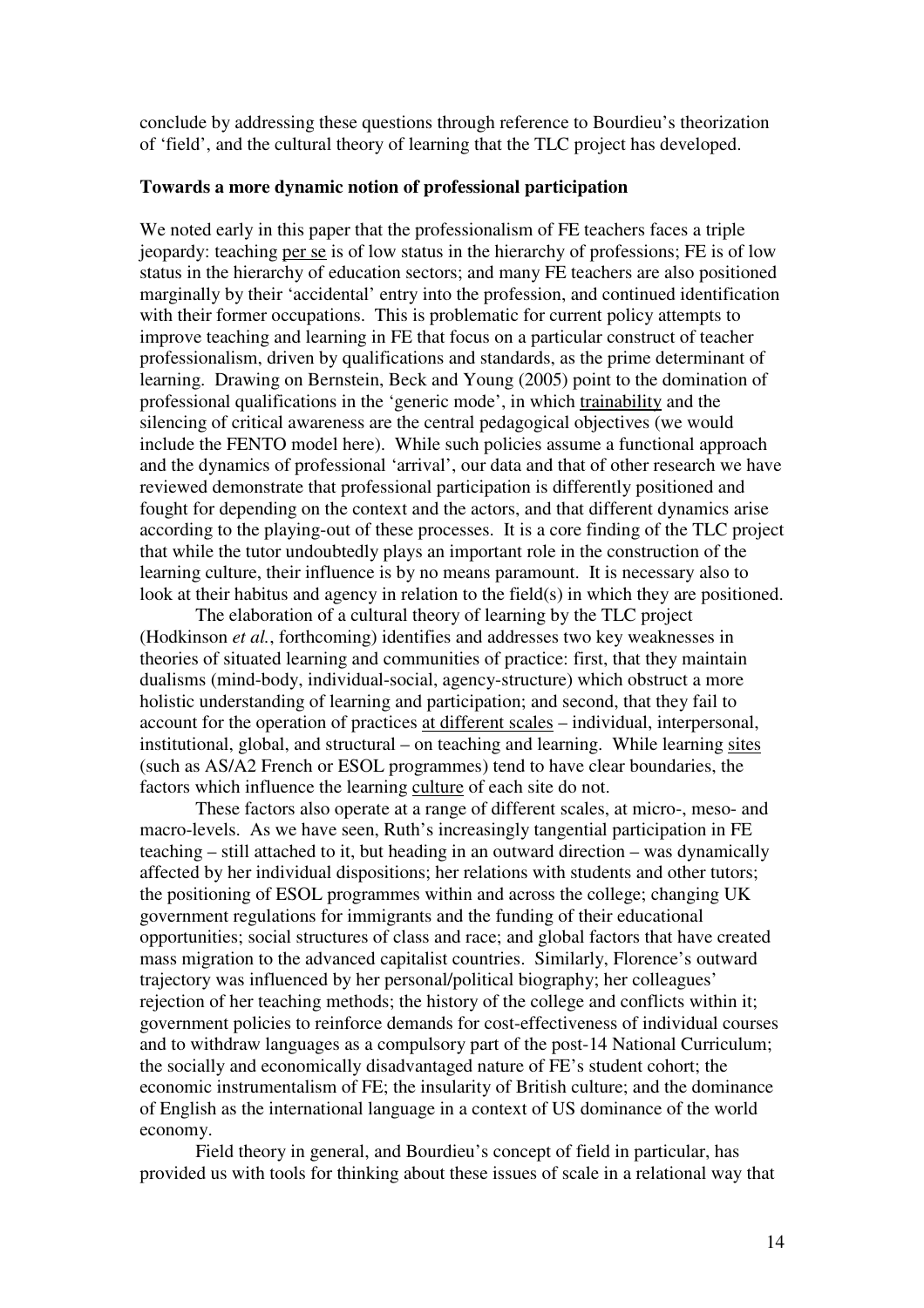conclude by addressing these questions through reference to Bourdieu's theorization of 'field', and the cultural theory of learning that the TLC project has developed.

**Towards a more dynamic notion of professional participation**

We noted early in this paper that the professionalism of FE teachers faces a triple jeopardy: teaching <u>per se</u> is of low status in the hierarchy of professions; FE is of low status in the hierarchy of education sectors; and many FE teachers are also positioned marginally by their 'accidental' entry into the profession, and continued identification with their former occupations. This is problematic for current policy attempts to improve teaching and learning in FE that focus on a particular construct of teacher professionalism, driven by qualifications and standards, as the prime determinant of learning. Drawing on Bernstein, Beck and Young (2005) point to the domination of professional qualifications in the 'generic mode', in which <u>trainability</u> and the silencing of critical awareness are the central pedagogical objectives (we would include the FENTO model here). While such policies assume a functional approach and the dynamics of professional 'arrival', our data and that of other research we have reviewed demonstrate that professional participation is differently positioned and fought for depending on the context and the actors, and that different dynamics arise according to the playing-out of these processes. It is a core finding of the TLC project that while the tutor undoubtedly plays an important role in the construction of the learning culture, their influence is by no means paramount. It is necessary also to look at their habitus and agency in relation to the field(s) in which they are positioned.

The elaboration of a cultural theory of learning by the TLC project (Hodkinson *et al.*, forthcoming) identifies and addresses two key weaknesses in theories of situated learning and communities of practice: first, that they maintain dualisms (mind-body, individual-social, agency-structure) which obstruct a more holistic understanding of learning and participation; and second, that they fail to account for the operation of practices <u>at different scales</u> – individual, interpersonal, institutional, global, and structural – on teaching and learning. While learning <u>sites</u> (such as AS/A2 French or ESOL programmes) tend to have clear boundaries, the factors which influence the learning <u>culture</u> of each site do not.

These factors also operate at a range of different scales, at micro-, meso- and macro-levels. As we have seen, Ruth's increasingly tangential participation in FE teaching – still attached to it, but heading in an outward direction – was dynamically affected by her individual dispositions; her relations with students and other tutors; the positioning of ESOL programmes within and across the college; changing UK government regulations for immigrants and the funding of their educational opportunities; social structures of class and race; and global factors that have created mass migration to the advanced capitalist countries. Similarly, Florence's outward trajectory was influenced by her personal/political biography; her colleagues' rejection of her teaching methods; the history of the college and conflicts within it; government policies to reinforce demands for cost-effectiveness of individual courses and to withdraw languages as a compulsory part of the post-14 National Curriculum; the socially and economically disadvantaged nature of FE's student cohort; the economic instrumentalism of FE; the insularity of British culture; and the dominance of English as the international language in a context of US dominance of the world economy.

Field theory in general, and Bourdieu's concept of field in particular, has provided us with tools for thinking about these issues of scale in a relational way that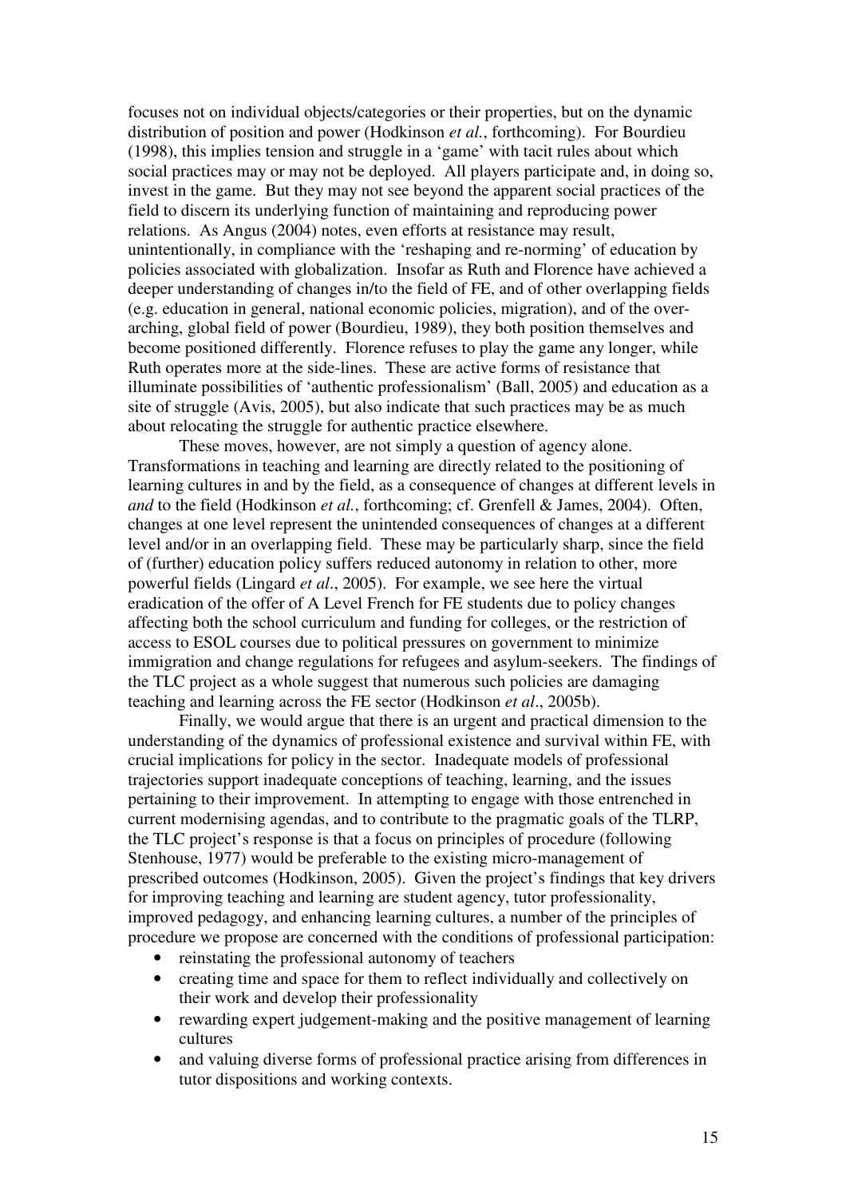focuses not on individual objects/categories or their properties, but on the dynamic distribution of position and power (Hodkinson *et al.*, forthcoming). For Bourdieu (1998), this implies tension and struggle in a 'game' with tacit rules about which social practices may or may not be deployed. All players participate and, in doing so, invest in the game. But they may not see beyond the apparent social practices of the field to discern its underlying function of maintaining and reproducing power relations. As Angus (2004) notes, even efforts at resistance may result, unintentionally, in compliance with the 'reshaping and re-norming' of education by policies associated with globalization. Insofar as Ruth and Florence have achieved a deeper understanding of changes in/to the field of FE, and of other overlapping fields (e.g. education in general, national economic policies, migration), and of the over-arching, global field of power (Bourdieu, 1989), they both position themselves and become positioned differently. Florence refuses to play the game any longer, while Ruth operates more at the side-lines. These are active forms of resistance that illuminate possibilities of 'authentic professionalism' (Ball, 2005) and education as a site of struggle (Avis, 2005), but also indicate that such practices may be as much about relocating the struggle for authentic practice elsewhere.

These moves, however, are not simply a question of agency alone. Transformations in teaching and learning are directly related to the positioning of learning cultures in and by the field, as a consequence of changes at different levels in *and* to the field (Hodkinson *et al.*, forthcoming; cf. Grenfell & James, 2004). Often, changes at one level represent the unintended consequences of changes at a different level and/or in an overlapping field. These may be particularly sharp, since the field of (further) education policy suffers reduced autonomy in relation to other, more powerful fields (Lingard *et al*., 2005). For example, we see here the virtual eradication of the offer of A Level French for FE students due to policy changes affecting both the school curriculum and funding for colleges, or the restriction of access to ESOL courses due to political pressures on government to minimize immigration and change regulations for refugees and asylum-seekers. The findings of the TLC project as a whole suggest that numerous such policies are damaging teaching and learning across the FE sector (Hodkinson *et al*., 2005b).

Finally, we would argue that there is an urgent and practical dimension to the understanding of the dynamics of professional existence and survival within FE, with crucial implications for policy in the sector. Inadequate models of professional trajectories support inadequate conceptions of teaching, learning, and the issues pertaining to their improvement. In attempting to engage with those entrenched in current modernising agendas, and to contribute to the pragmatic goals of the TLRP, the TLC project's response is that a focus on principles of procedure (following Stenhouse, 1977) would be preferable to the existing micro-management of prescribed outcomes (Hodkinson, 2005). Given the project's findings that key drivers for improving teaching and learning are student agency, tutor professionality, improved pedagogy, and enhancing learning cultures, a number of the principles of procedure we propose are concerned with the conditions of professional participation:

- reinstating the professional autonomy of teachers
- creating time and space for them to reflect individually and collectively on their work and develop their professionality
- rewarding expert judgement-making and the positive management of learning cultures
- and valuing diverse forms of professional practice arising from differences in tutor dispositions and working contexts.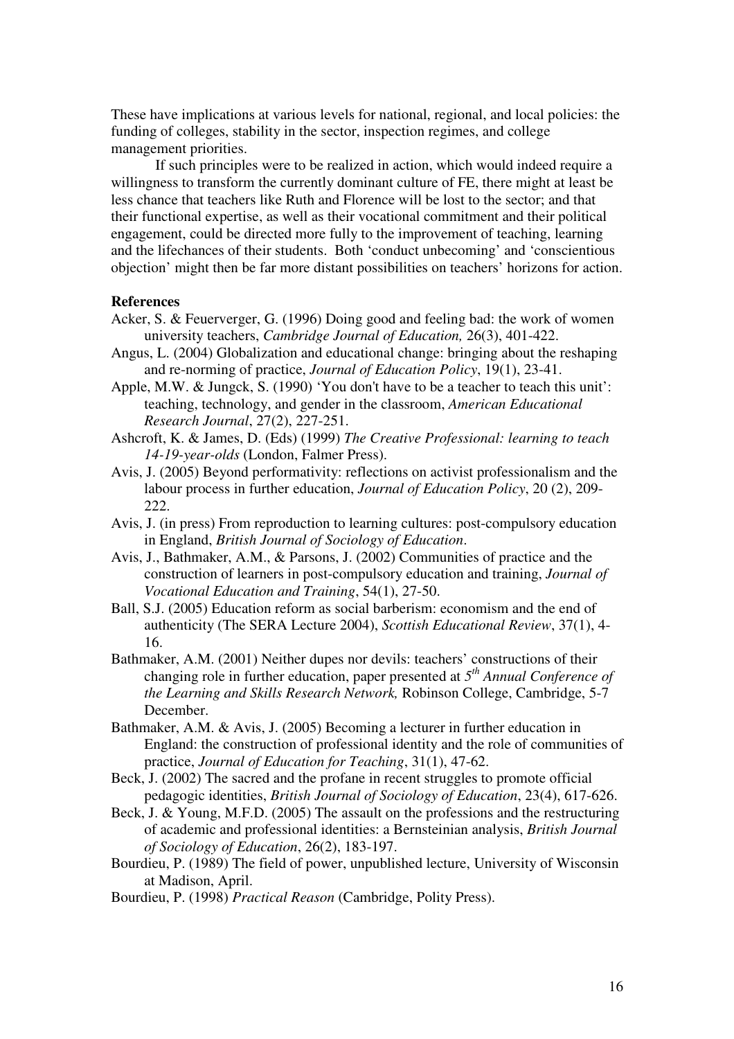These have implications at various levels for national, regional, and local policies: the funding of colleges, stability in the sector, inspection regimes, and college management priorities.

If such principles were to be realized in action, which would indeed require a willingness to transform the currently dominant culture of FE, there might at least be less chance that teachers like Ruth and Florence will be lost to the sector; and that their functional expertise, as well as their vocational commitment and their political engagement, could be directed more fully to the improvement of teaching, learning and the lifechances of their students. Both 'conduct unbecoming' and 'conscientious objection' might then be far more distant possibilities on teachers' horizons for action.

**References**

Acker, S. & Feuerverger, G. (1996) Doing good and feeling bad: the work of women university teachers, *Cambridge Journal of Education,* 26(3), 401-422.

Angus, L. (2004) Globalization and educational change: bringing about the reshaping and re-norming of practice, *Journal of Education Policy*, 19(1), 23-41.

Apple, M.W. & Jungck, S. (1990) 'You don't have to be a teacher to teach this unit': teaching, technology, and gender in the classroom, *American Educational Research Journal*, 27(2), 227-251.

Ashcroft, K. & James, D. (Eds) (1999) *The Creative Professional: learning to teach 14-19-year-olds* (London, Falmer Press).

Avis, J. (2005) Beyond performativity: reflections on activist professionalism and the labour process in further education, *Journal of Education Policy*, 20 (2), 209-222.

Avis, J. (in press) From reproduction to learning cultures: post-compulsory education in England, *British Journal of Sociology of Education*.

Avis, J., Bathmaker, A.M., & Parsons, J. (2002) Communities of practice and the construction of learners in post-compulsory education and training, *Journal of Vocational Education and Training*, 54(1), 27-50.

Ball, S.J. (2005) Education reform as social barberism: economism and the end of authenticity (The SERA Lecture 2004), *Scottish Educational Review*, 37(1), 4-16.

Bathmaker, A.M. (2001) Neither dupes nor devils: teachers' constructions of their changing role in further education, paper presented at *5th Annual Conference of the Learning and Skills Research Network,* Robinson College, Cambridge, 5-7 December.

Bathmaker, A.M. & Avis, J. (2005) Becoming a lecturer in further education in England: the construction of professional identity and the role of communities of practice, *Journal of Education for Teaching*, 31(1), 47-62.

Beck, J. (2002) The sacred and the profane in recent struggles to promote official pedagogic identities, *British Journal of Sociology of Education*, 23(4), 617-626.

Beck, J. & Young, M.F.D. (2005) The assault on the professions and the restructuring of academic and professional identities: a Bernsteinian analysis, *British Journal of Sociology of Education*, 26(2), 183-197.

Bourdieu, P. (1989) The field of power, unpublished lecture, University of Wisconsin at Madison, April.

Bourdieu, P. (1998) *Practical Reason* (Cambridge, Polity Press).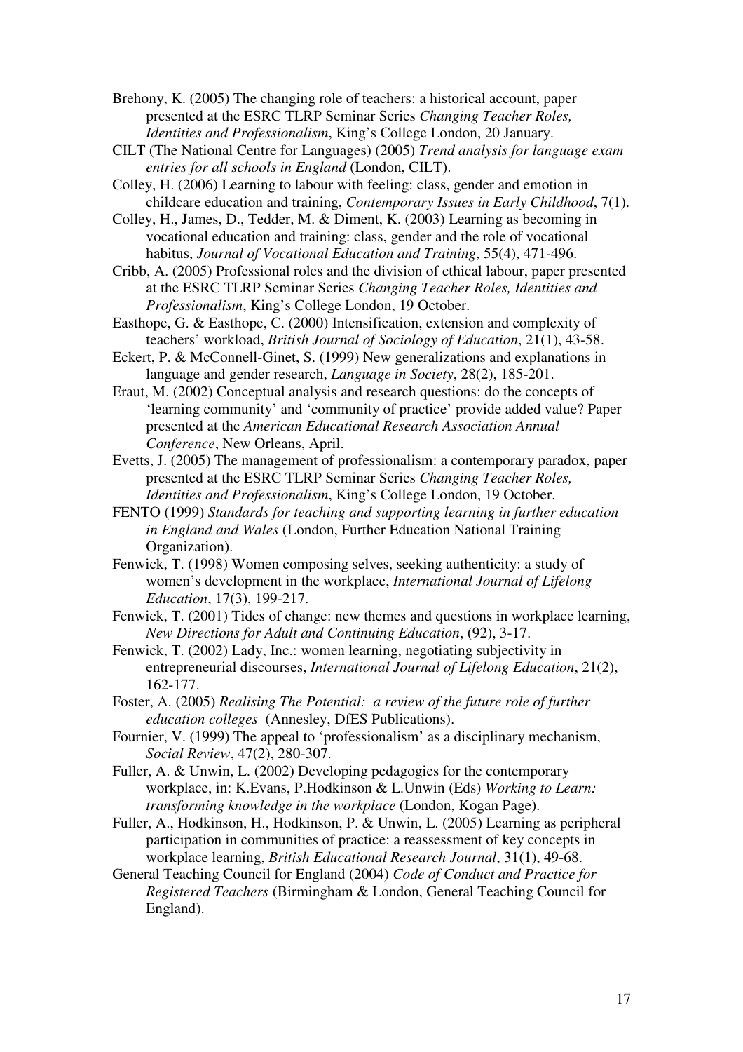Brehony, K. (2005) The changing role of teachers: a historical account, paper presented at the ESRC TLRP Seminar Series *Changing Teacher Roles, Identities and Professionalism*, King's College London, 20 January.

CILT (The National Centre for Languages) (2005) *Trend analysis for language exam entries for all schools in England* (London, CILT).

Colley, H. (2006) Learning to labour with feeling: class, gender and emotion in childcare education and training, *Contemporary Issues in Early Childhood*, 7(1).

Colley, H., James, D., Tedder, M. & Diment, K. (2003) Learning as becoming in vocational education and training: class, gender and the role of vocational habitus, *Journal of Vocational Education and Training*, 55(4), 471-496.

Cribb, A. (2005) Professional roles and the division of ethical labour, paper presented at the ESRC TLRP Seminar Series *Changing Teacher Roles, Identities and Professionalism*, King's College London, 19 October.

Easthope, G. & Easthope, C. (2000) Intensification, extension and complexity of teachers' workload, *British Journal of Sociology of Education*, 21(1), 43-58.

Eckert, P. & McConnell-Ginet, S. (1999) New generalizations and explanations in language and gender research, *Language in Society*, 28(2), 185-201.

Eraut, M. (2002) Conceptual analysis and research questions: do the concepts of 'learning community' and 'community of practice' provide added value? Paper presented at the *American Educational Research Association Annual Conference*, New Orleans, April.

Evetts, J. (2005) The management of professionalism: a contemporary paradox, paper presented at the ESRC TLRP Seminar Series *Changing Teacher Roles, Identities and Professionalism*, King's College London, 19 October.

FENTO (1999) *Standards for teaching and supporting learning in further education in England and Wales* (London, Further Education National Training Organization).

Fenwick, T. (1998) Women composing selves, seeking authenticity: a study of women's development in the workplace, *International Journal of Lifelong Education*, 17(3), 199-217.

Fenwick, T. (2001) Tides of change: new themes and questions in workplace learning, *New Directions for Adult and Continuing Education*, (92), 3-17.

Fenwick, T. (2002) Lady, Inc.: women learning, negotiating subjectivity in entrepreneurial discourses, *International Journal of Lifelong Education*, 21(2), 162-177.

Foster, A. (2005) *Realising The Potential: a review of the future role of further education colleges* (Annesley, DfES Publications).

Fournier, V. (1999) The appeal to 'professionalism' as a disciplinary mechanism, *Social Review*, 47(2), 280-307.

Fuller, A. & Unwin, L. (2002) Developing pedagogies for the contemporary workplace, in: K.Evans, P.Hodkinson & L.Unwin (Eds) *Working to Learn: transforming knowledge in the workplace* (London, Kogan Page).

Fuller, A., Hodkinson, H., Hodkinson, P. & Unwin, L. (2005) Learning as peripheral participation in communities of practice: a reassessment of key concepts in workplace learning, *British Educational Research Journal*, 31(1), 49-68.

General Teaching Council for England (2004) *Code of Conduct and Practice for Registered Teachers* (Birmingham & London, General Teaching Council for England).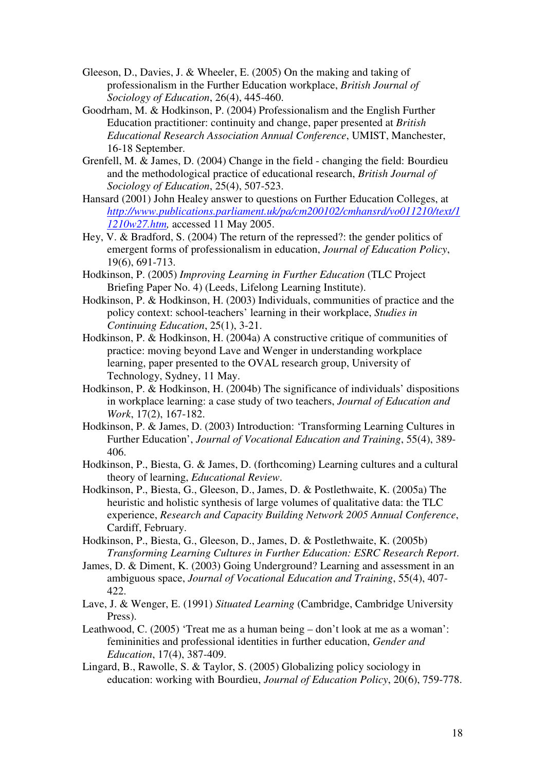Gleeson, D., Davies, J. & Wheeler, E. (2005) On the making and taking of professionalism in the Further Education workplace, *British Journal of Sociology of Education*, 26(4), 445-460.

Goodrham, M. & Hodkinson, P. (2004) Professionalism and the English Further Education practitioner: continuity and change, paper presented at *British Educational Research Association Annual Conference*, UMIST, Manchester, 16-18 September.

Grenfell, M. & James, D. (2004) Change in the field - changing the field: Bourdieu and the methodological practice of educational research, *British Journal of Sociology of Education*, 25(4), 507-523.

Hansard (2001) John Healey answer to questions on Further Education Colleges, at *http://www.publications.parliament.uk/pa/cm200102/cmhansrd/vo011210/text/11210w27.htm,* accessed 11 May 2005.

Hey, V. & Bradford, S. (2004) The return of the repressed?: the gender politics of emergent forms of professionalism in education, *Journal of Education Policy*, 19(6), 691-713.

Hodkinson, P. (2005) *Improving Learning in Further Education* (TLC Project Briefing Paper No. 4) (Leeds, Lifelong Learning Institute).

Hodkinson, P. & Hodkinson, H. (2003) Individuals, communities of practice and the policy context: school-teachers' learning in their workplace, *Studies in Continuing Education*, 25(1), 3-21.

Hodkinson, P. & Hodkinson, H. (2004a) A constructive critique of communities of practice: moving beyond Lave and Wenger in understanding workplace learning, paper presented to the OVAL research group, University of Technology, Sydney, 11 May.

Hodkinson, P. & Hodkinson, H. (2004b) The significance of individuals' dispositions in workplace learning: a case study of two teachers, *Journal of Education and Work*, 17(2), 167-182.

Hodkinson, P. & James, D. (2003) Introduction: 'Transforming Learning Cultures in Further Education', *Journal of Vocational Education and Training*, 55(4), 389-406.

Hodkinson, P., Biesta, G. & James, D. (forthcoming) Learning cultures and a cultural theory of learning, *Educational Review*.

Hodkinson, P., Biesta, G., Gleeson, D., James, D. & Postlethwaite, K. (2005a) The heuristic and holistic synthesis of large volumes of qualitative data: the TLC experience, *Research and Capacity Building Network 2005 Annual Conference*, Cardiff, February.

Hodkinson, P., Biesta, G., Gleeson, D., James, D. & Postlethwaite, K. (2005b) *Transforming Learning Cultures in Further Education: ESRC Research Report*.

James, D. & Diment, K. (2003) Going Underground? Learning and assessment in an ambiguous space, *Journal of Vocational Education and Training*, 55(4), 407-422.

Lave, J. & Wenger, E. (1991) *Situated Learning* (Cambridge, Cambridge University Press).

Leathwood, C. (2005) 'Treat me as a human being – don't look at me as a woman': femininities and professional identities in further education, *Gender and Education*, 17(4), 387-409.

Lingard, B., Rawolle, S. & Taylor, S. (2005) Globalizing policy sociology in education: working with Bourdieu, *Journal of Education Policy*, 20(6), 759-778.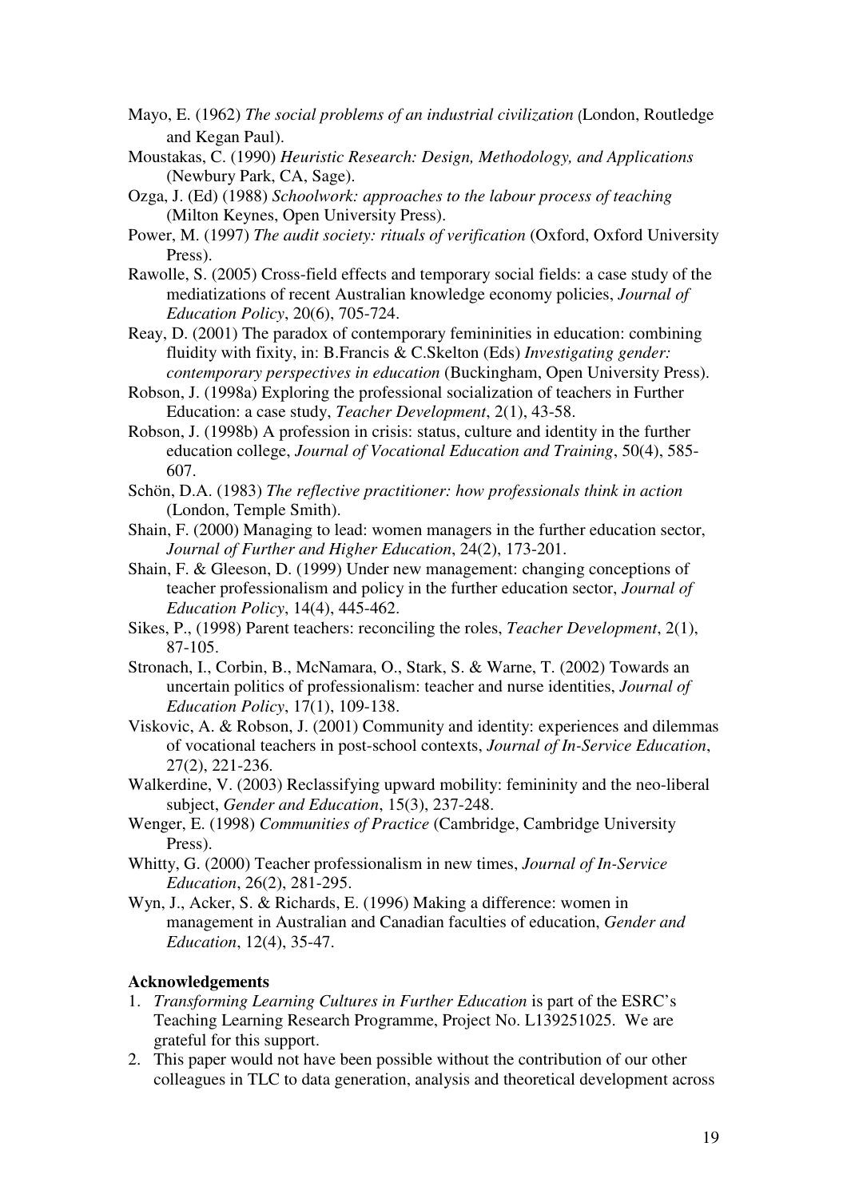Mayo, E. (1962) *The social problems of an industrial civilization* (London, Routledge and Kegan Paul).

Moustakas, C. (1990) *Heuristic Research: Design, Methodology, and Applications* (Newbury Park, CA, Sage).

Ozga, J. (Ed) (1988) *Schoolwork: approaches to the labour process of teaching* (Milton Keynes, Open University Press).

Power, M. (1997) *The audit society: rituals of verification* (Oxford, Oxford University Press).

Rawolle, S. (2005) Cross-field effects and temporary social fields: a case study of the mediatizations of recent Australian knowledge economy policies, *Journal of Education Policy*, 20(6), 705-724.

Reay, D. (2001) The paradox of contemporary femininities in education: combining fluidity with fixity, in: B.Francis & C.Skelton (Eds) *Investigating gender: contemporary perspectives in education* (Buckingham, Open University Press).

Robson, J. (1998a) Exploring the professional socialization of teachers in Further Education: a case study, *Teacher Development*, 2(1), 43-58.

Robson, J. (1998b) A profession in crisis: status, culture and identity in the further education college, *Journal of Vocational Education and Training*, 50(4), 585-607.

Schön, D.A. (1983) *The reflective practitioner: how professionals think in action* (London, Temple Smith).

Shain, F. (2000) Managing to lead: women managers in the further education sector, *Journal of Further and Higher Education*, 24(2), 173-201.

Shain, F. & Gleeson, D. (1999) Under new management: changing conceptions of teacher professionalism and policy in the further education sector, *Journal of Education Policy*, 14(4), 445-462.

Sikes, P., (1998) Parent teachers: reconciling the roles, *Teacher Development*, 2(1), 87-105.

Stronach, I., Corbin, B., McNamara, O., Stark, S. & Warne, T. (2002) Towards an uncertain politics of professionalism: teacher and nurse identities, *Journal of Education Policy*, 17(1), 109-138.

Viskovic, A. & Robson, J. (2001) Community and identity: experiences and dilemmas of vocational teachers in post-school contexts, *Journal of In-Service Education*, 27(2), 221-236.

Walkerdine, V. (2003) Reclassifying upward mobility: femininity and the neo-liberal subject, *Gender and Education*, 15(3), 237-248.

Wenger, E. (1998) *Communities of Practice* (Cambridge, Cambridge University Press).

Whitty, G. (2000) Teacher professionalism in new times, *Journal of In-Service Education*, 26(2), 281-295.

Wyn, J., Acker, S. & Richards, E. (1996) Making a difference: women in management in Australian and Canadian faculties of education, *Gender and Education*, 12(4), 35-47.

**Acknowledgements**

1. *Transforming Learning Cultures in Further Education* is part of the ESRC's Teaching Learning Research Programme, Project No. L139251025. We are grateful for this support.
2. This paper would not have been possible without the contribution of our other colleagues in TLC to data generation, analysis and theoretical development across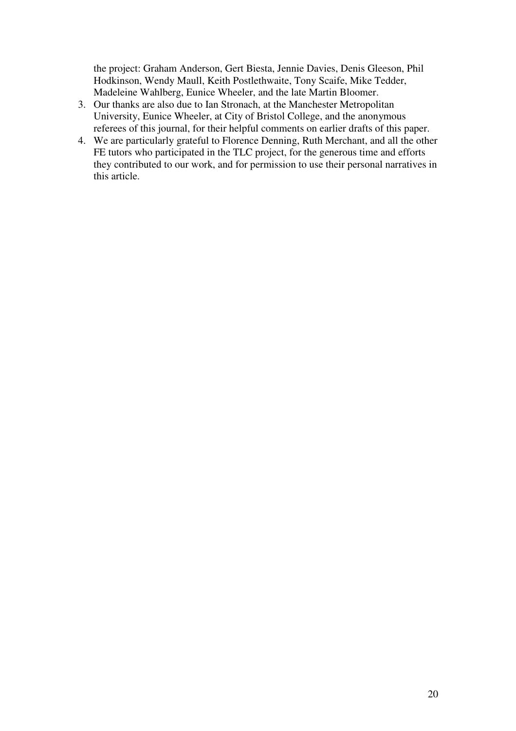the project: Graham Anderson, Gert Biesta, Jennie Davies, Denis Gleeson, Phil Hodkinson, Wendy Maull, Keith Postlethwaite, Tony Scaife, Mike Tedder, Madeleine Wahlberg, Eunice Wheeler, and the late Martin Bloomer.

3. Our thanks are also due to Ian Stronach, at the Manchester Metropolitan University, Eunice Wheeler, at City of Bristol College, and the anonymous referees of this journal, for their helpful comments on earlier drafts of this paper.
4. We are particularly grateful to Florence Denning, Ruth Merchant, and all the other FE tutors who participated in the TLC project, for the generous time and efforts they contributed to our work, and for permission to use their personal narratives in this article.